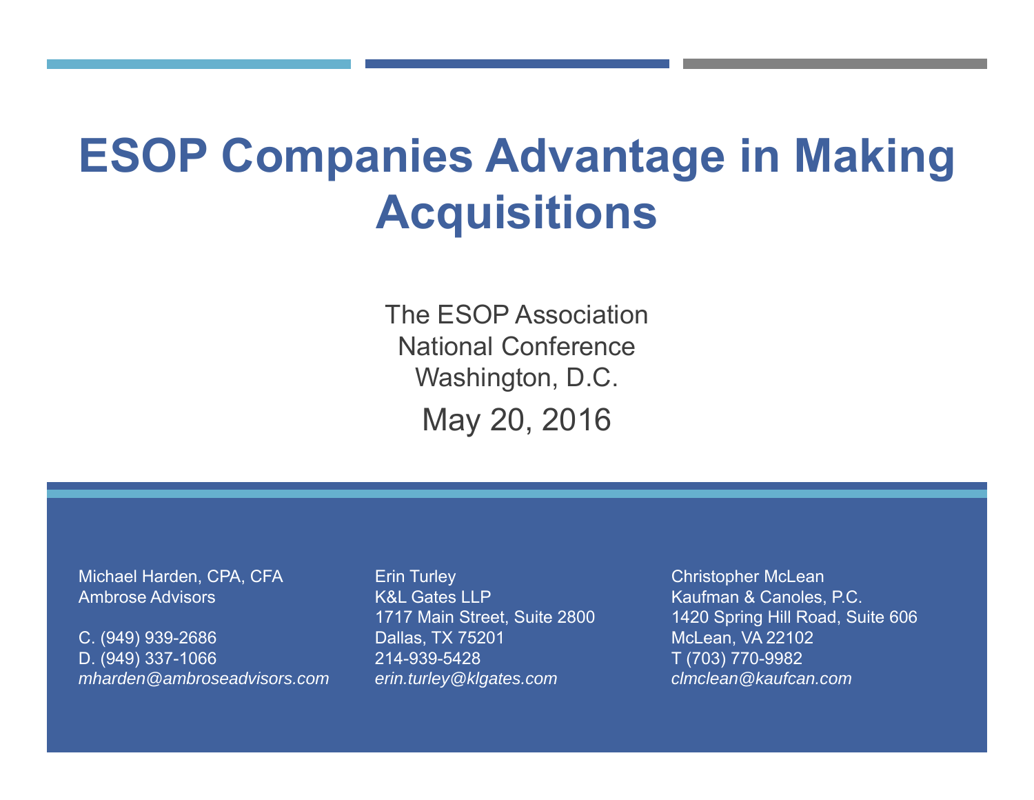# ESOP Companies Advantage in Making Acquisitions

The ESOP Association
National Conference
Washington, D.C.

May 20, 2016

Michael Harden, CPA, CFA
Ambrose Advisors

C. (949) 939-2686
D. (949) 337-1066
*mharden@ambroseadvisors.com*

Erin Turley
K&L Gates LLP
1717 Main Street, Suite 2800
Dallas, TX 75201
214-939-5428
*erin.turley@klgates.com*

Christopher McLean
Kaufman & Canoles, P.C.
1420 Spring Hill Road, Suite 606
McLean, VA 22102
T (703) 770-9982
*clmclean@kaufcan.com*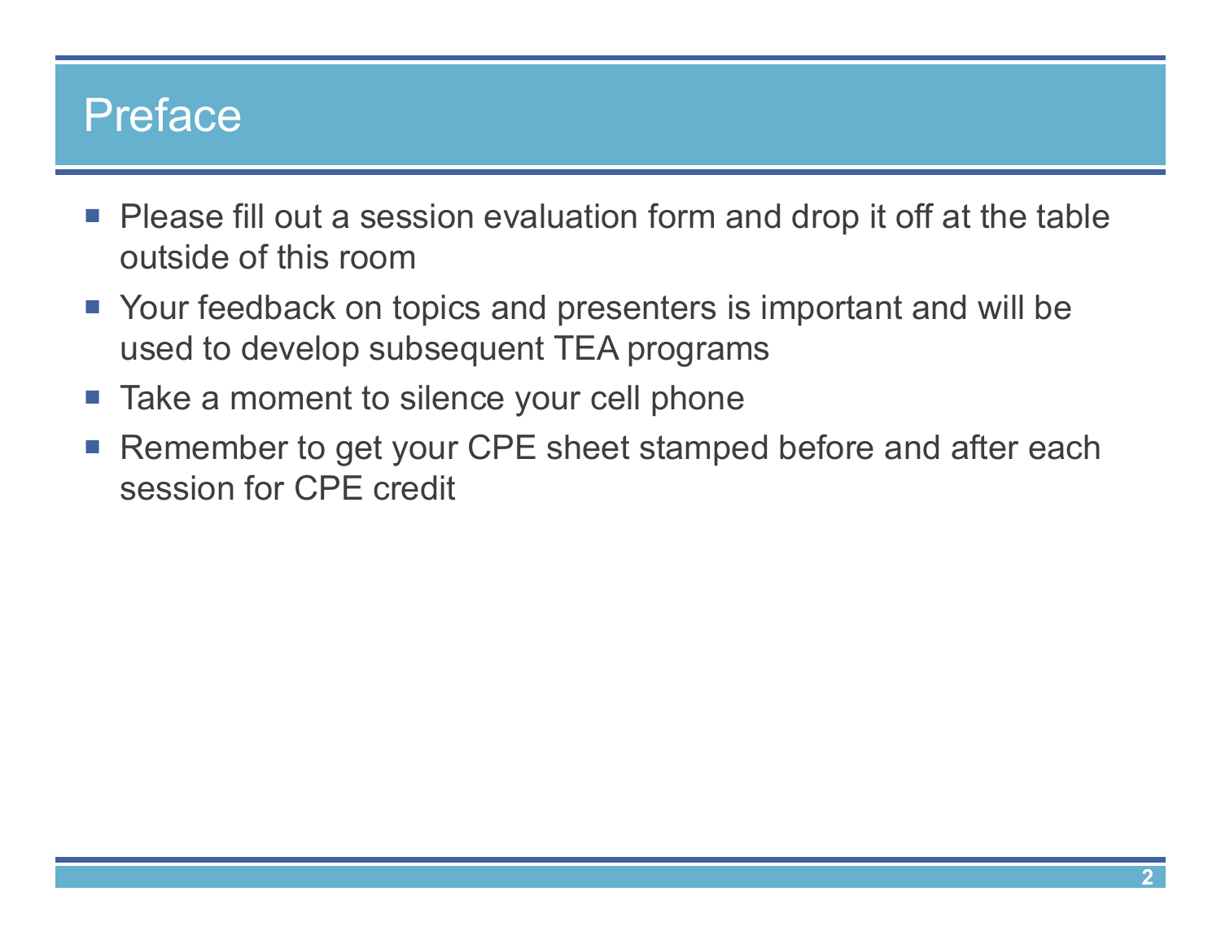# Preface

- Please fill out a session evaluation form and drop it off at the table outside of this room
- Your feedback on topics and presenters is important and will be used to develop subsequent TEA programs
- Take a moment to silence your cell phone
- Remember to get your CPE sheet stamped before and after each session for CPE credit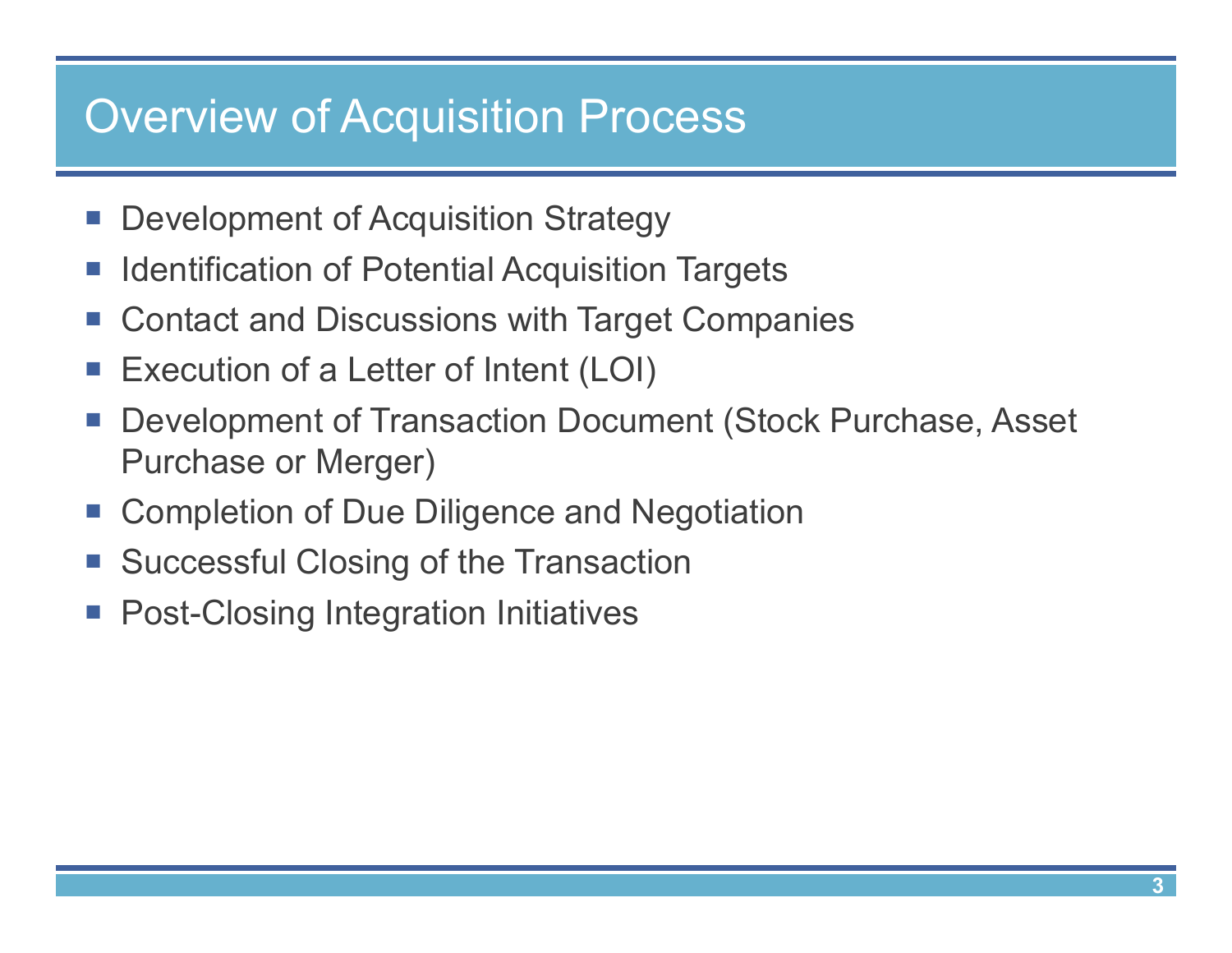# Overview of Acquisition Process

- Development of Acquisition Strategy
- Identification of Potential Acquisition Targets
- Contact and Discussions with Target Companies
- Execution of a Letter of Intent (LOI)
- Development of Transaction Document (Stock Purchase, Asset Purchase or Merger)
- Completion of Due Diligence and Negotiation
- Successful Closing of the Transaction
- Post-Closing Integration Initiatives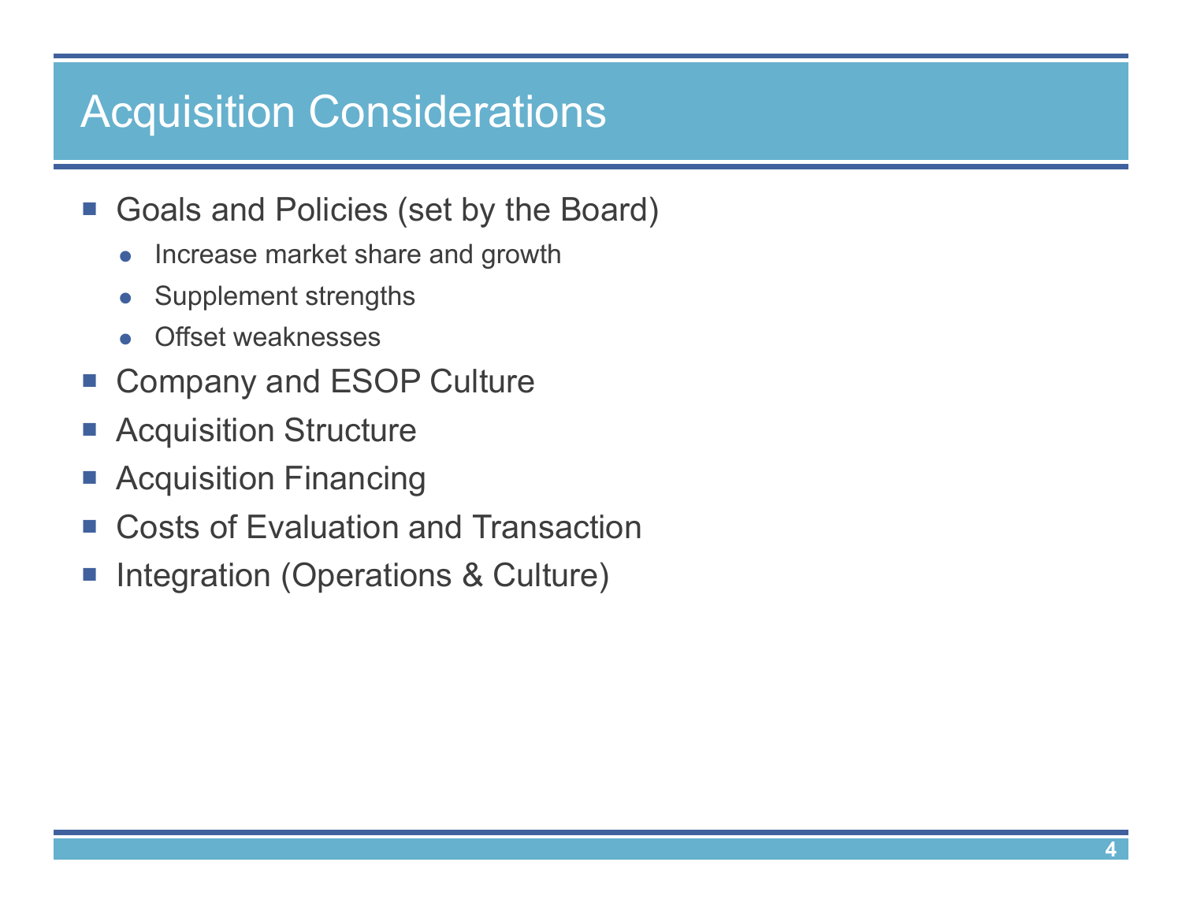# Acquisition Considerations

- Goals and Policies (set by the Board)
  - Increase market share and growth
  - Supplement strengths
  - Offset weaknesses
- Company and ESOP Culture
- Acquisition Structure
- Acquisition Financing
- Costs of Evaluation and Transaction
- Integration (Operations & Culture)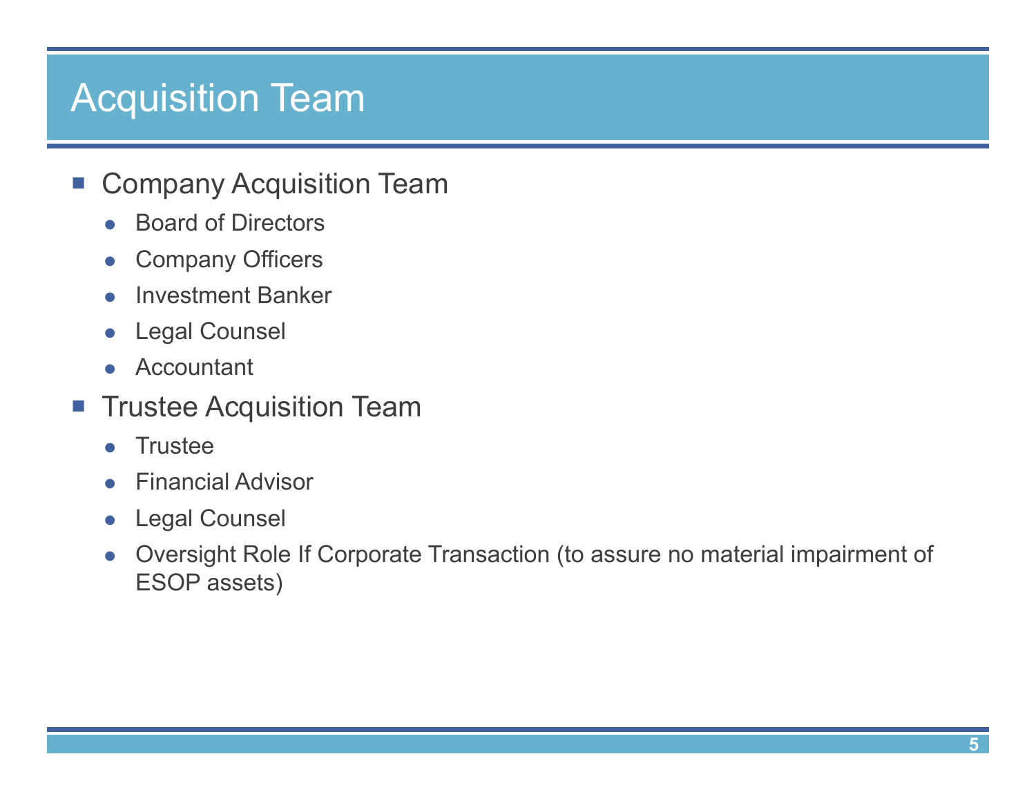# Acquisition Team

- Company Acquisition Team
  - Board of Directors
  - Company Officers
  - Investment Banker
  - Legal Counsel
  - Accountant
- Trustee Acquisition Team
  - Trustee
  - Financial Advisor
  - Legal Counsel
  - Oversight Role If Corporate Transaction (to assure no material impairment of ESOP assets)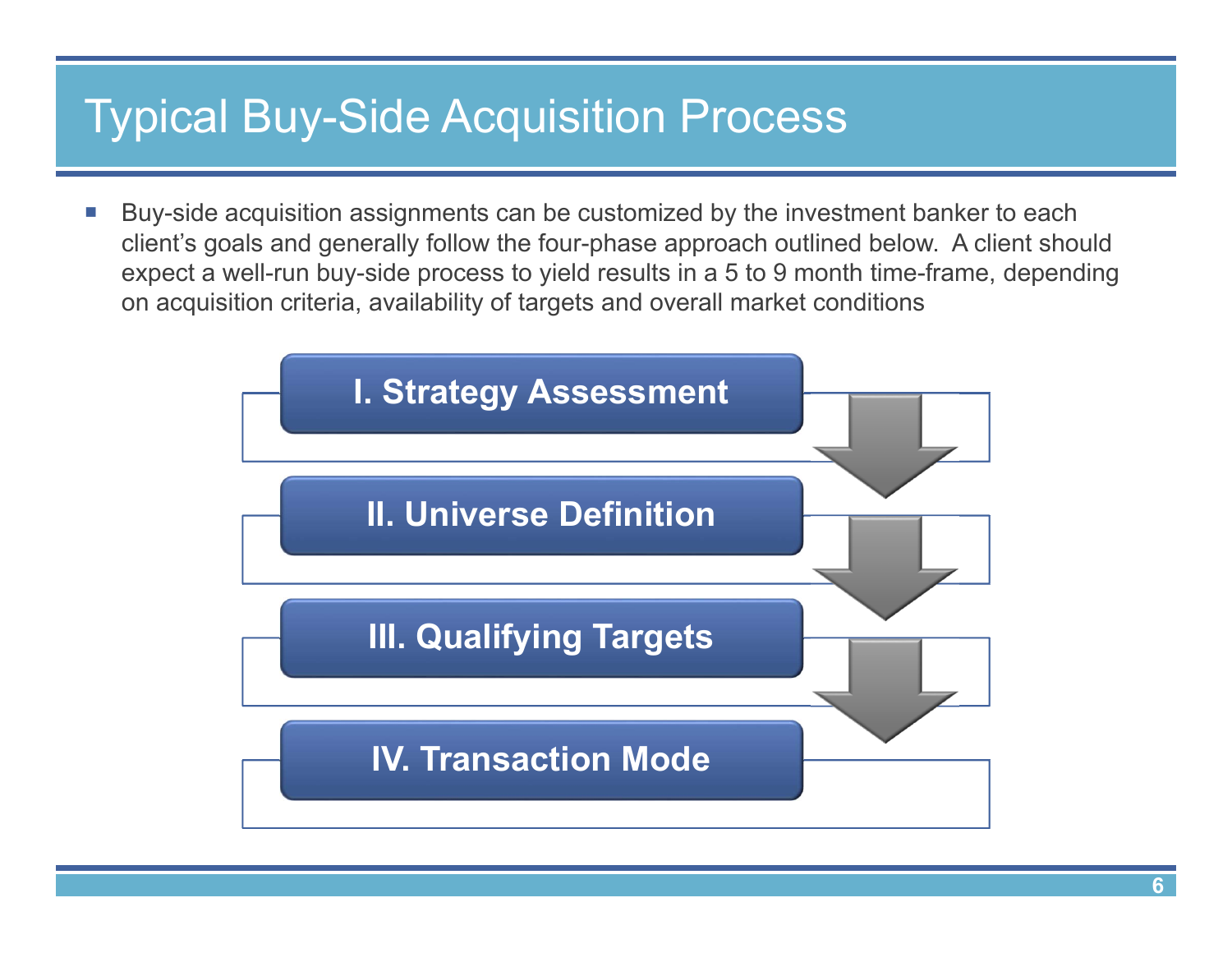# Typical Buy-Side Acquisition Process

- Buy-side acquisition assignments can be customized by the investment banker to each client's goals and generally follow the four-phase approach outlined below. A client should expect a well-run buy-side process to yield results in a 5 to 9 month time-frame, depending on acquisition criteria, availability of targets and overall market conditions

**I. Strategy Assessment**

**II. Universe Definition**

**III. Qualifying Targets**

**IV. Transaction Mode**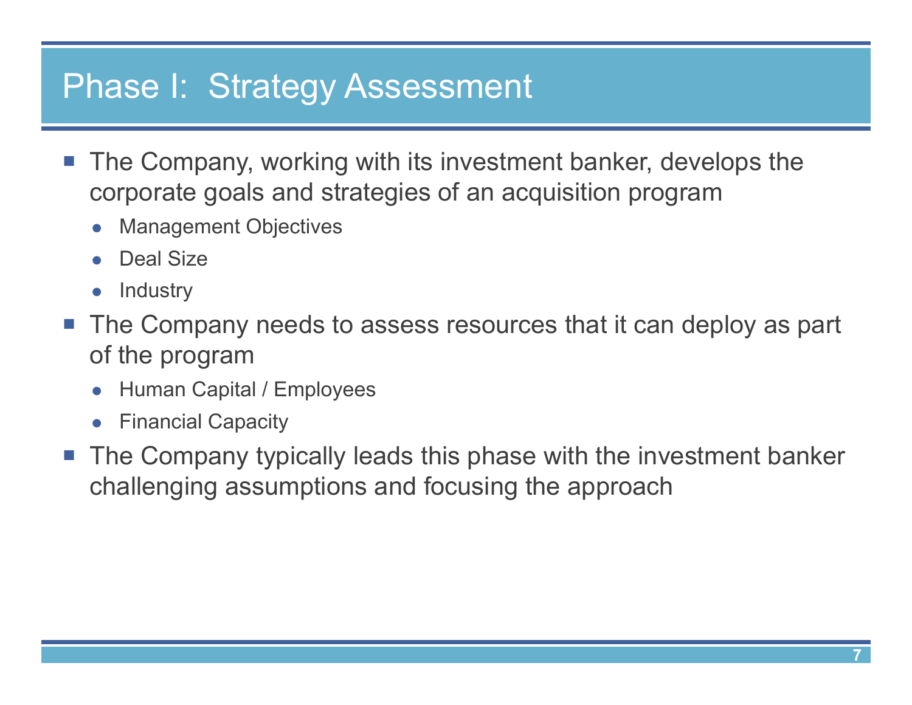# Phase I: Strategy Assessment

- The Company, working with its investment banker, develops the corporate goals and strategies of an acquisition program
  - Management Objectives
  - Deal Size
  - Industry
- The Company needs to assess resources that it can deploy as part of the program
  - Human Capital / Employees
  - Financial Capacity
- The Company typically leads this phase with the investment banker challenging assumptions and focusing the approach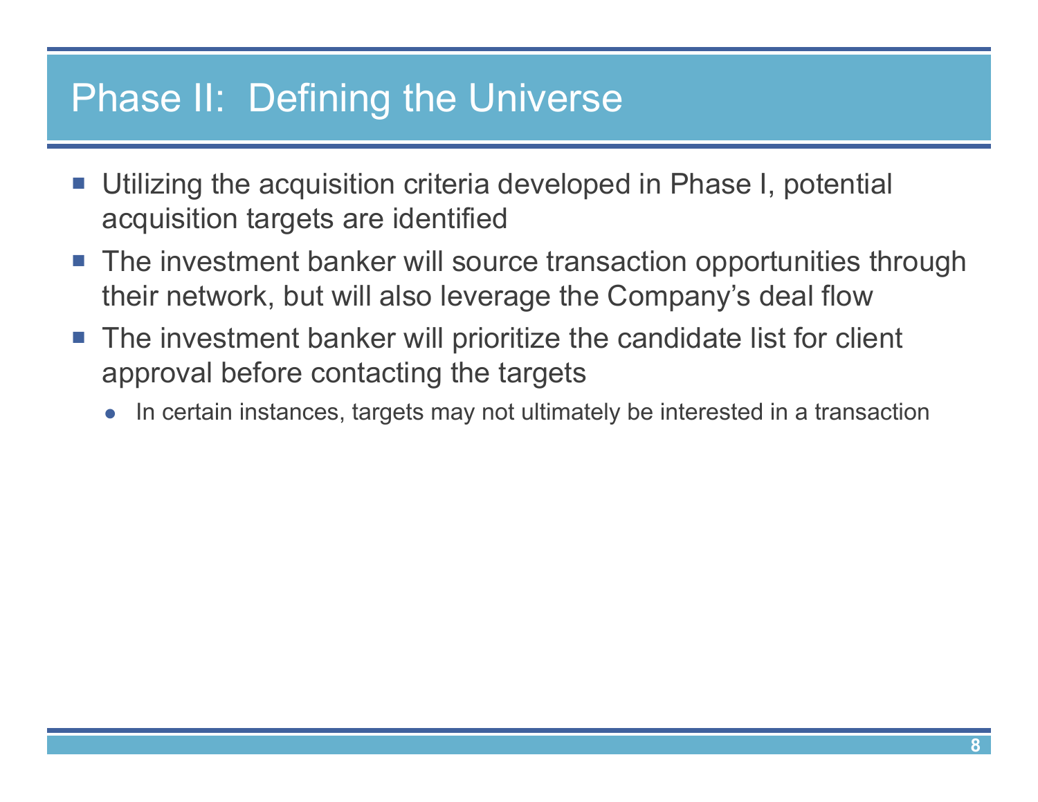# Phase II:  Defining the Universe

- Utilizing the acquisition criteria developed in Phase I, potential acquisition targets are identified
- The investment banker will source transaction opportunities through their network, but will also leverage the Company's deal flow
- The investment banker will prioritize the candidate list for client approval before contacting the targets
  - In certain instances, targets may not ultimately be interested in a transaction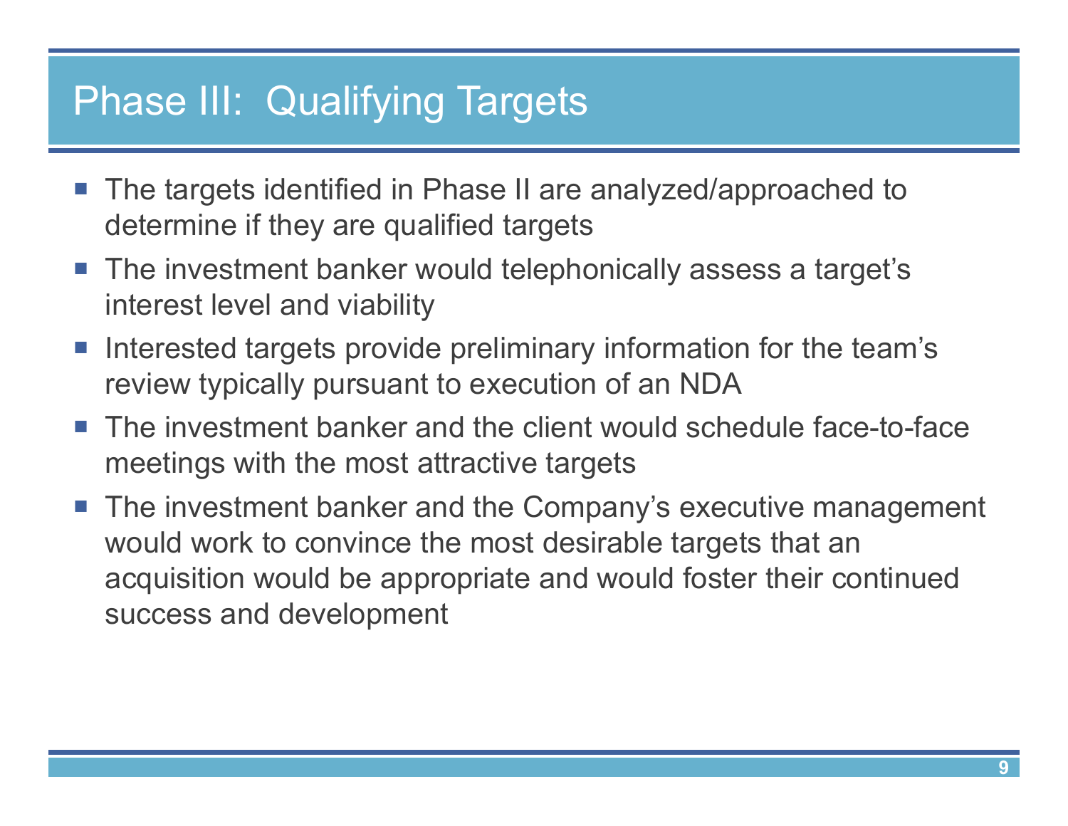# Phase III: Qualifying Targets

- The targets identified in Phase II are analyzed/approached to determine if they are qualified targets
- The investment banker would telephonically assess a target's interest level and viability
- Interested targets provide preliminary information for the team's review typically pursuant to execution of an NDA
- The investment banker and the client would schedule face-to-face meetings with the most attractive targets
- The investment banker and the Company's executive management would work to convince the most desirable targets that an acquisition would be appropriate and would foster their continued success and development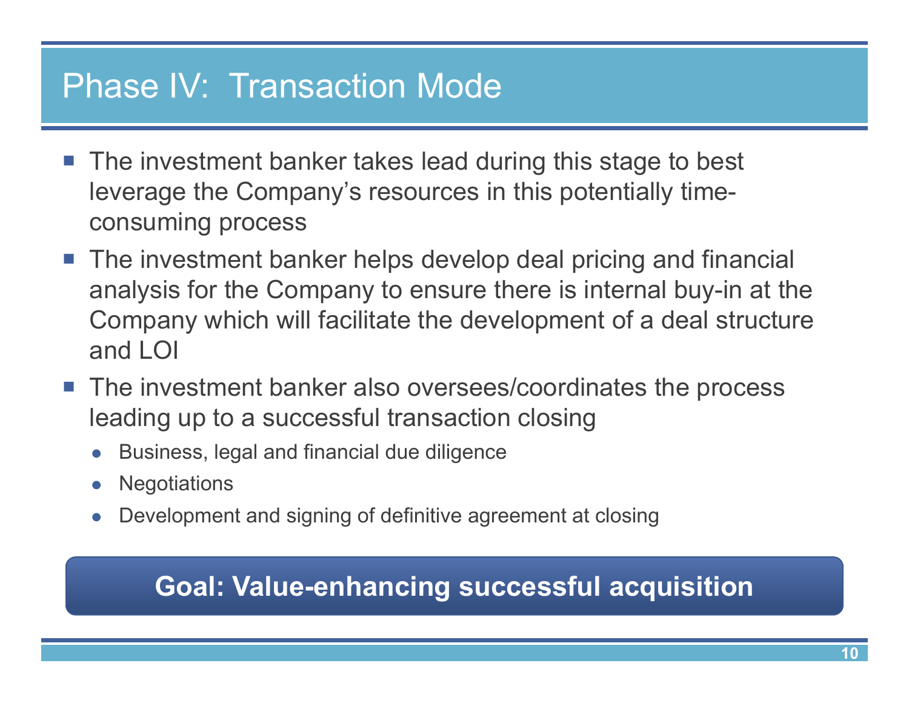# Phase IV: Transaction Mode

- The investment banker takes lead during this stage to best leverage the Company's resources in this potentially time-consuming process
- The investment banker helps develop deal pricing and financial analysis for the Company to ensure there is internal buy-in at the Company which will facilitate the development of a deal structure and LOI
- The investment banker also oversees/coordinates the process leading up to a successful transaction closing
  - Business, legal and financial due diligence
  - Negotiations
  - Development and signing of definitive agreement at closing

**Goal: Value-enhancing successful acquisition**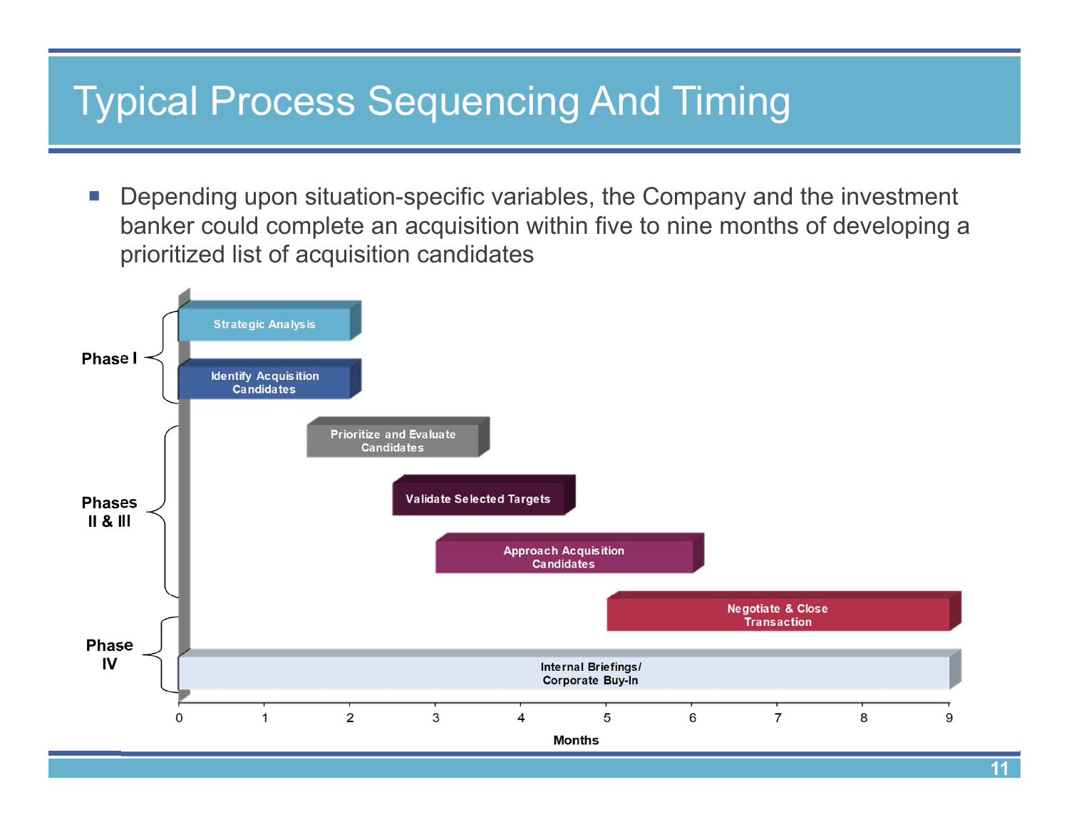# Typical Process Sequencing And Timing

- Depending upon situation-specific variables, the Company and the investment banker could complete an acquisition within five to nine months of developing a prioritized list of acquisition candidates

| Phase | Activity | Start (Months) | End (Months) |
|---|---|---|---|
| Phase I | Strategic Analysis | 0 | 2 |
| Phase I | Identify Acquisition Candidates | 0 | 2 |
| Phases II & III | Prioritize and Evaluate Candidates | 1.5 | 3.5 |
| Phases II & III | Validate Selected Targets | 2.5 | 4.5 |
| Phases II & III | Approach Acquisition Candidates | 3 | 6 |
| Phase IV | Negotiate & Close Transaction | 5 | 9 |
| Phase IV | Internal Briefings/ Corporate Buy-In | 0 | 9 |

Months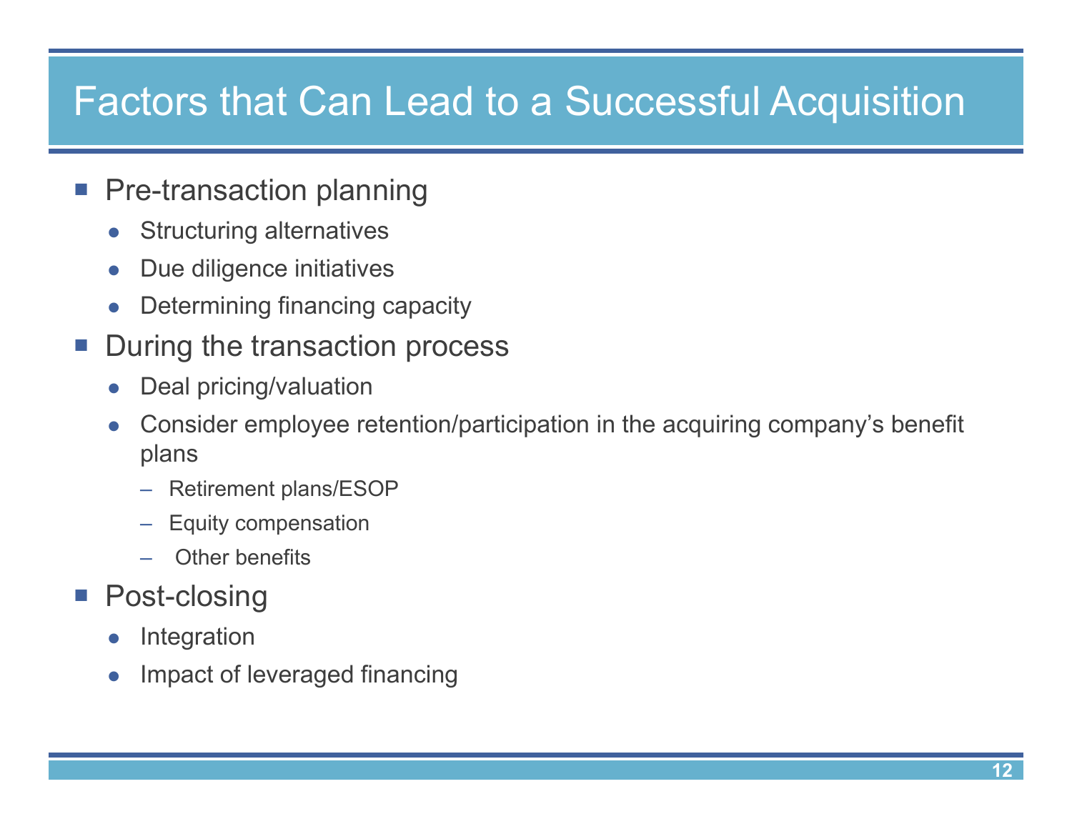# Factors that Can Lead to a Successful Acquisition

- Pre-transaction planning
  - Structuring alternatives
  - Due diligence initiatives
  - Determining financing capacity
- During the transaction process
  - Deal pricing/valuation
  - Consider employee retention/participation in the acquiring company's benefit plans
    - Retirement plans/ESOP
    - Equity compensation
    - Other benefits
- Post-closing
  - Integration
  - Impact of leveraged financing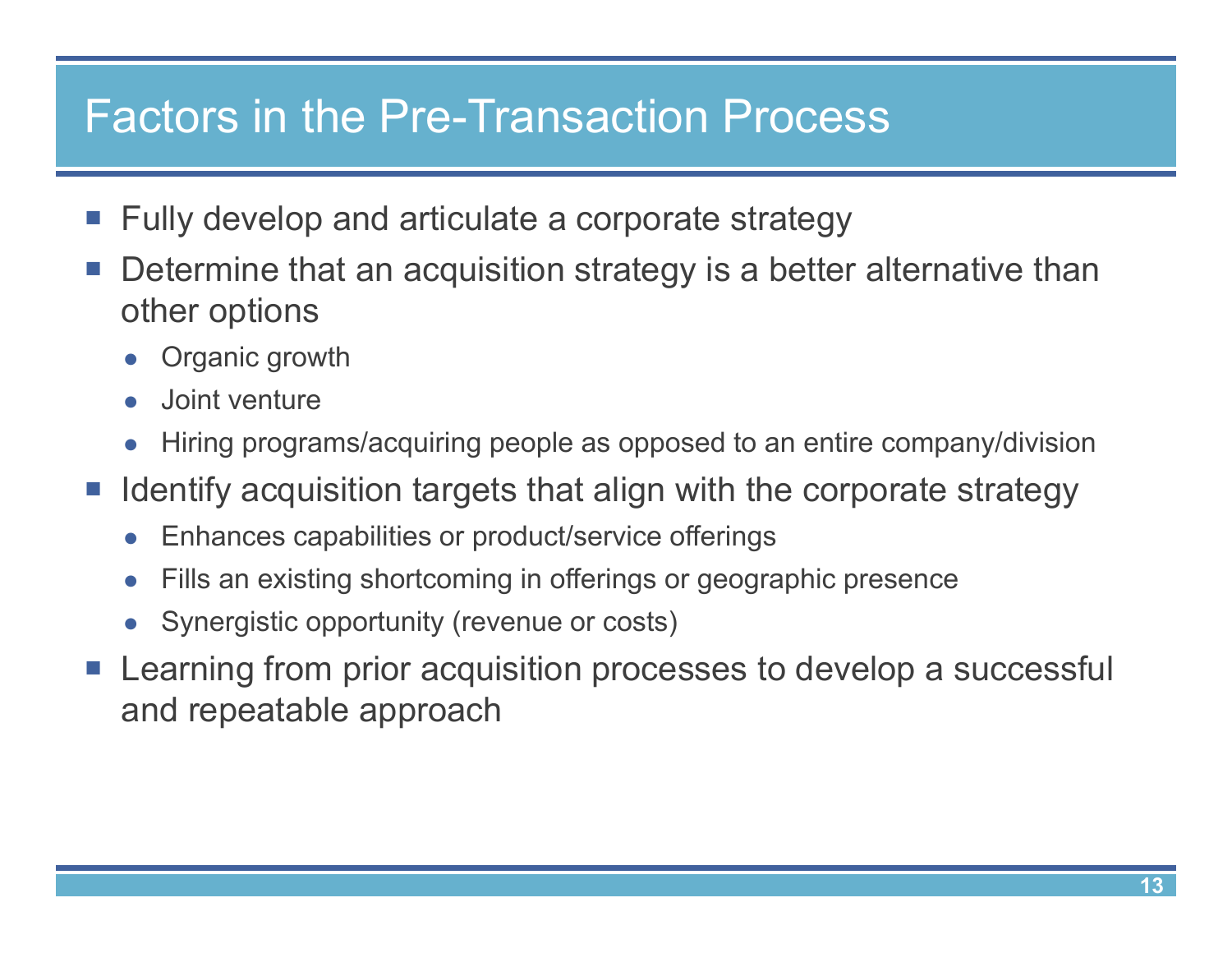# Factors in the Pre-Transaction Process

- Fully develop and articulate a corporate strategy
- Determine that an acquisition strategy is a better alternative than other options
  - Organic growth
  - Joint venture
  - Hiring programs/acquiring people as opposed to an entire company/division
- Identify acquisition targets that align with the corporate strategy
  - Enhances capabilities or product/service offerings
  - Fills an existing shortcoming in offerings or geographic presence
  - Synergistic opportunity (revenue or costs)
- Learning from prior acquisition processes to develop a successful and repeatable approach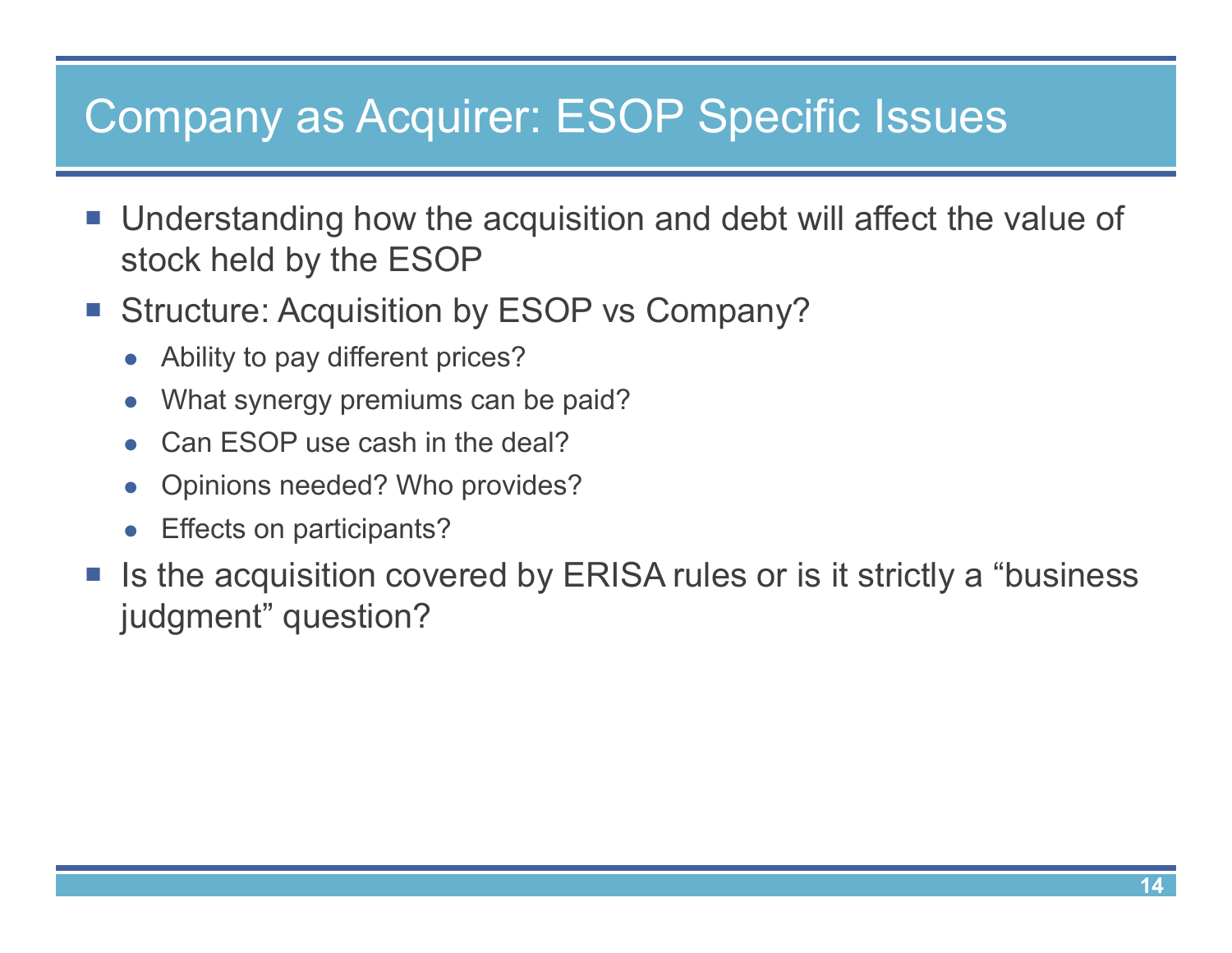# Company as Acquirer: ESOP Specific Issues

- Understanding how the acquisition and debt will affect the value of stock held by the ESOP
- Structure: Acquisition by ESOP vs Company?
  - Ability to pay different prices?
  - What synergy premiums can be paid?
  - Can ESOP use cash in the deal?
  - Opinions needed? Who provides?
  - Effects on participants?
- Is the acquisition covered by ERISA rules or is it strictly a "business judgment" question?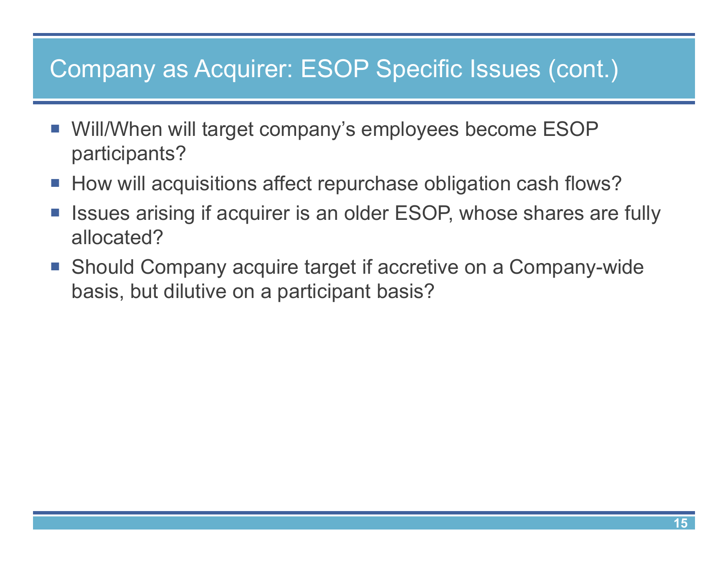# Company as Acquirer: ESOP Specific Issues (cont.)

- Will/When will target company's employees become ESOP participants?
- How will acquisitions affect repurchase obligation cash flows?
- Issues arising if acquirer is an older ESOP, whose shares are fully allocated?
- Should Company acquire target if accretive on a Company-wide basis, but dilutive on a participant basis?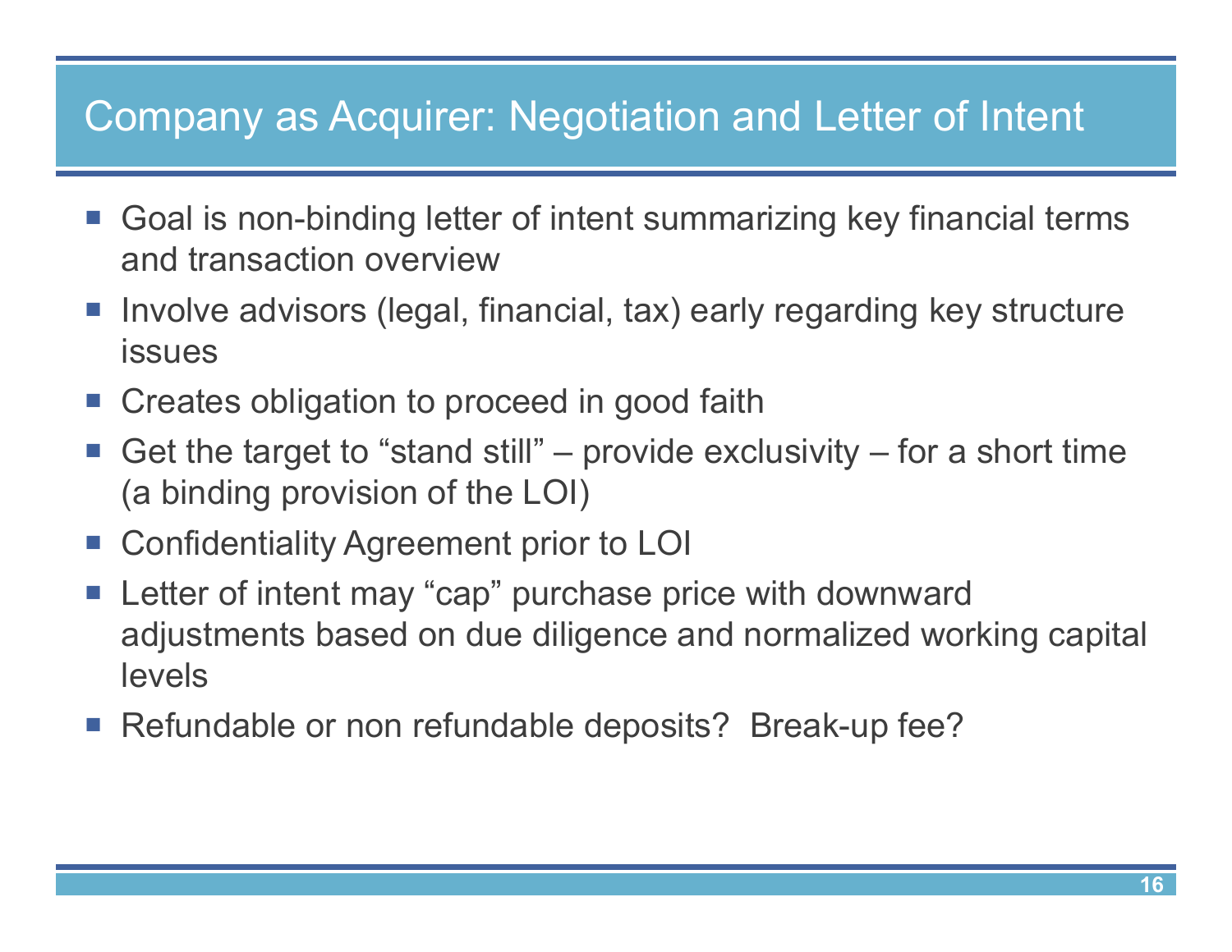# Company as Acquirer: Negotiation and Letter of Intent

- Goal is non-binding letter of intent summarizing key financial terms and transaction overview
- Involve advisors (legal, financial, tax) early regarding key structure issues
- Creates obligation to proceed in good faith
- Get the target to “stand still” – provide exclusivity – for a short time (a binding provision of the LOI)
- Confidentiality Agreement prior to LOI
- Letter of intent may “cap” purchase price with downward adjustments based on due diligence and normalized working capital levels
- Refundable or non refundable deposits? Break-up fee?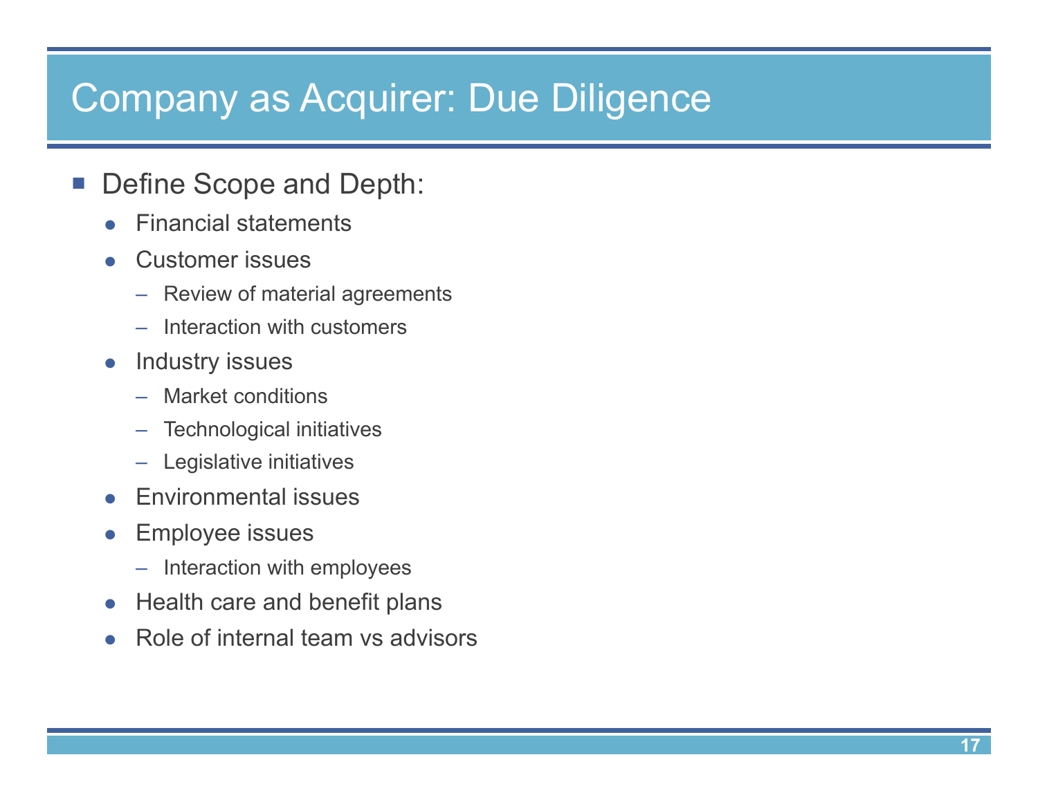# Company as Acquirer: Due Diligence

- Define Scope and Depth:
  - Financial statements
  - Customer issues
    - Review of material agreements
    - Interaction with customers
  - Industry issues
    - Market conditions
    - Technological initiatives
    - Legislative initiatives
  - Environmental issues
  - Employee issues
    - Interaction with employees
  - Health care and benefit plans
  - Role of internal team vs advisors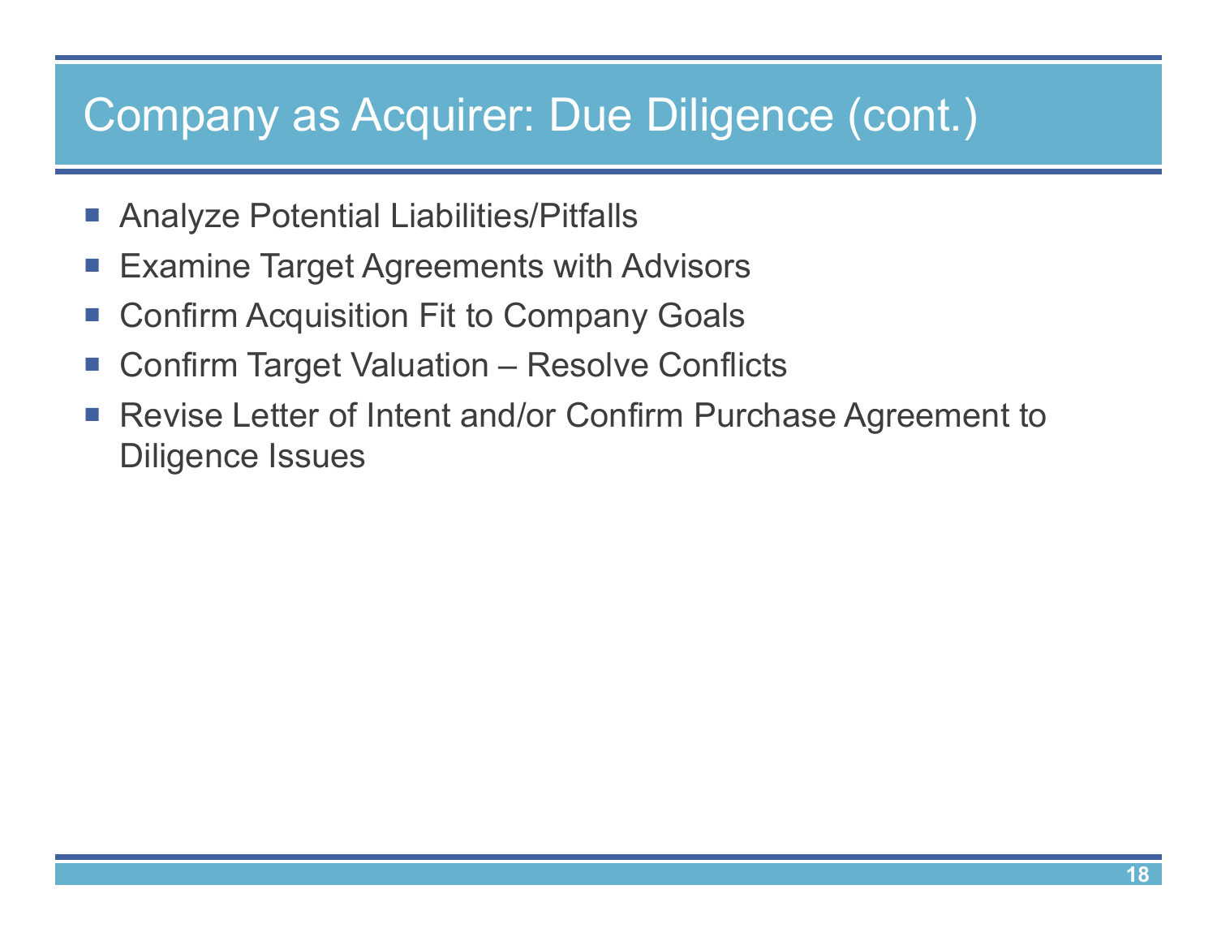# Company as Acquirer: Due Diligence (cont.)

- Analyze Potential Liabilities/Pitfalls
- Examine Target Agreements with Advisors
- Confirm Acquisition Fit to Company Goals
- Confirm Target Valuation – Resolve Conflicts
- Revise Letter of Intent and/or Confirm Purchase Agreement to Diligence Issues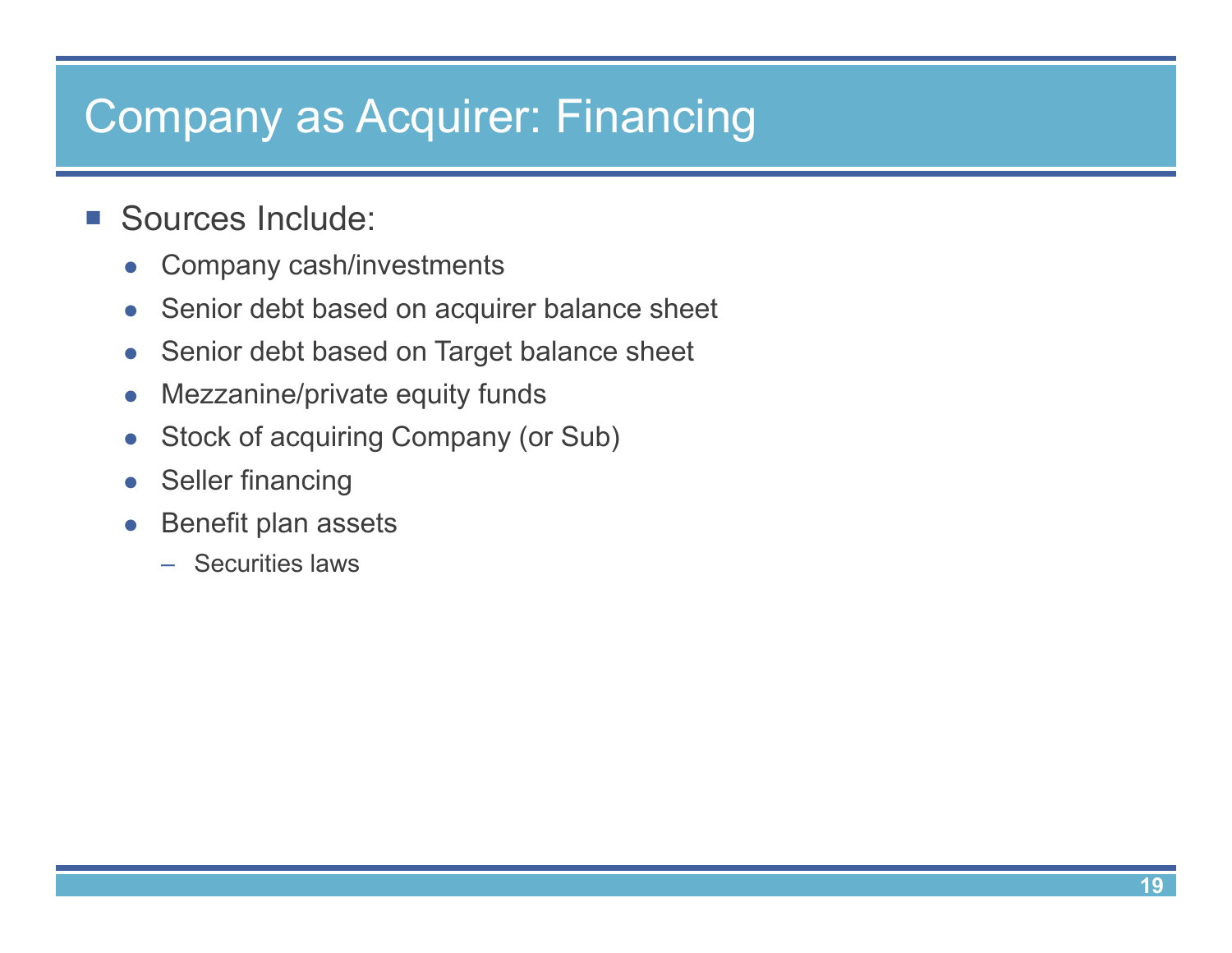# Company as Acquirer: Financing

- Sources Include:
  - Company cash/investments
  - Senior debt based on acquirer balance sheet
  - Senior debt based on Target balance sheet
  - Mezzanine/private equity funds
  - Stock of acquiring Company (or Sub)
  - Seller financing
  - Benefit plan assets
    - Securities laws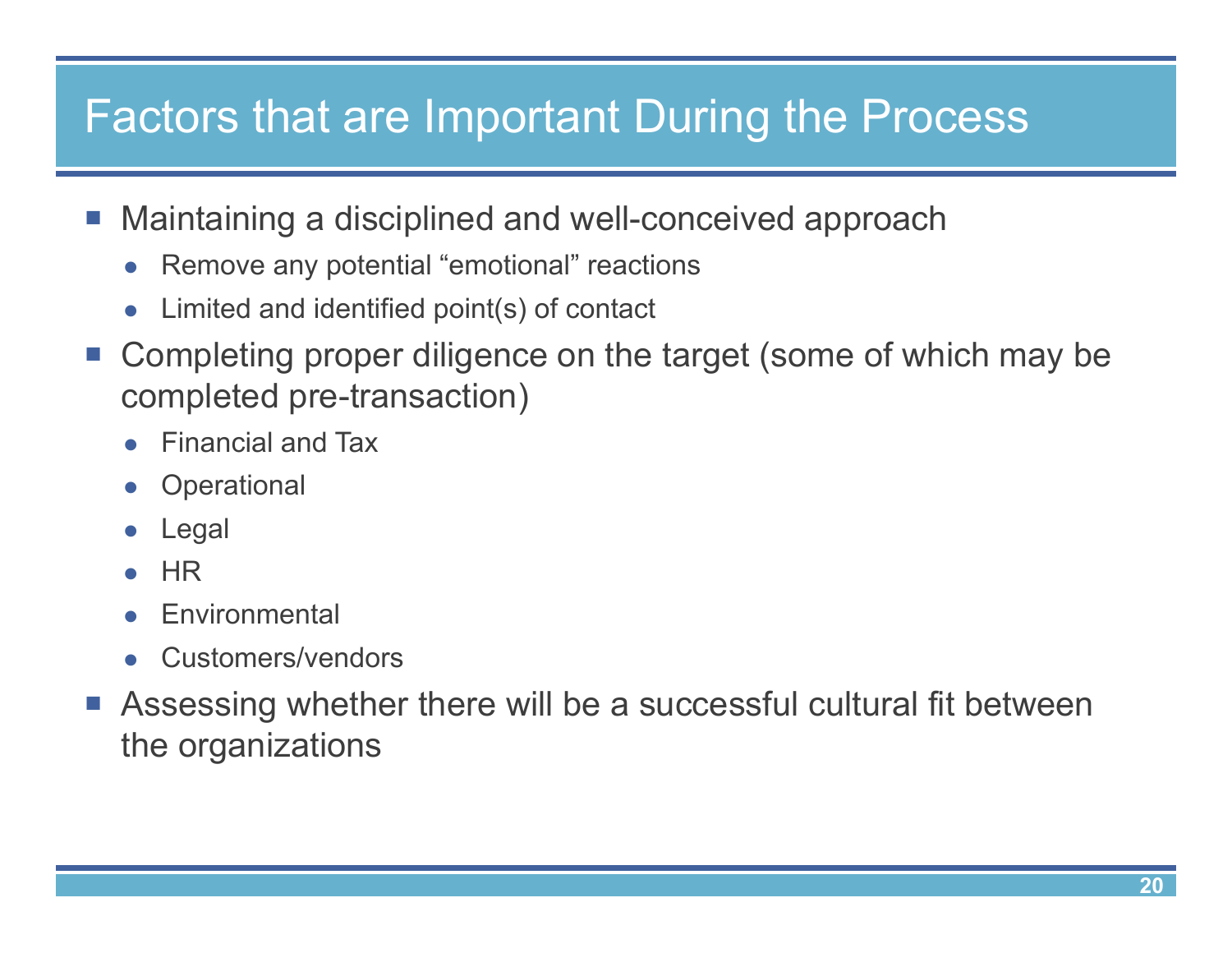# Factors that are Important During the Process

- Maintaining a disciplined and well-conceived approach
  - Remove any potential “emotional” reactions
  - Limited and identified point(s) of contact
- Completing proper diligence on the target (some of which may be completed pre-transaction)
  - Financial and Tax
  - Operational
  - Legal
  - HR
  - Environmental
  - Customers/vendors
- Assessing whether there will be a successful cultural fit between the organizations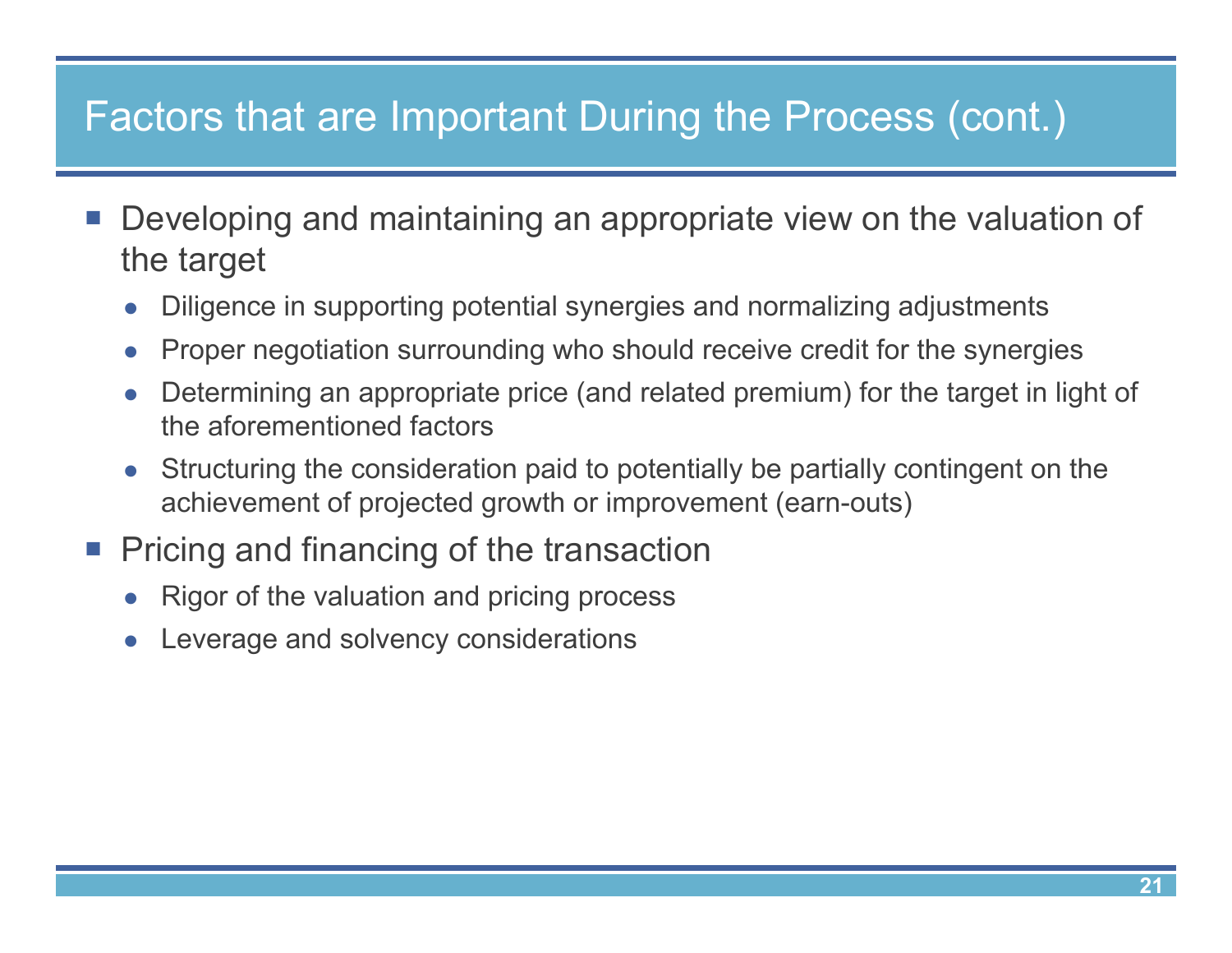# Factors that are Important During the Process (cont.)

- Developing and maintaining an appropriate view on the valuation of the target
  - Diligence in supporting potential synergies and normalizing adjustments
  - Proper negotiation surrounding who should receive credit for the synergies
  - Determining an appropriate price (and related premium) for the target in light of the aforementioned factors
  - Structuring the consideration paid to potentially be partially contingent on the achievement of projected growth or improvement (earn-outs)
- Pricing and financing of the transaction
  - Rigor of the valuation and pricing process
  - Leverage and solvency considerations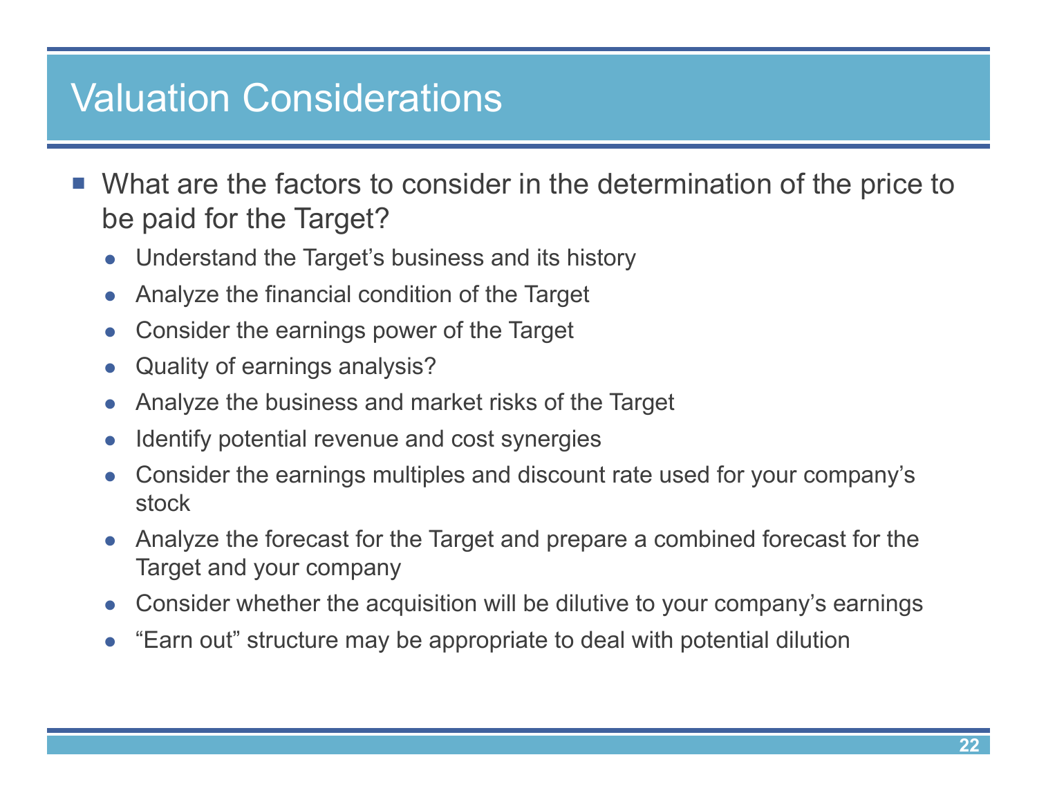# Valuation Considerations

- What are the factors to consider in the determination of the price to be paid for the Target?
  - Understand the Target's business and its history
  - Analyze the financial condition of the Target
  - Consider the earnings power of the Target
  - Quality of earnings analysis?
  - Analyze the business and market risks of the Target
  - Identify potential revenue and cost synergies
  - Consider the earnings multiples and discount rate used for your company's stock
  - Analyze the forecast for the Target and prepare a combined forecast for the Target and your company
  - Consider whether the acquisition will be dilutive to your company's earnings
  - "Earn out" structure may be appropriate to deal with potential dilution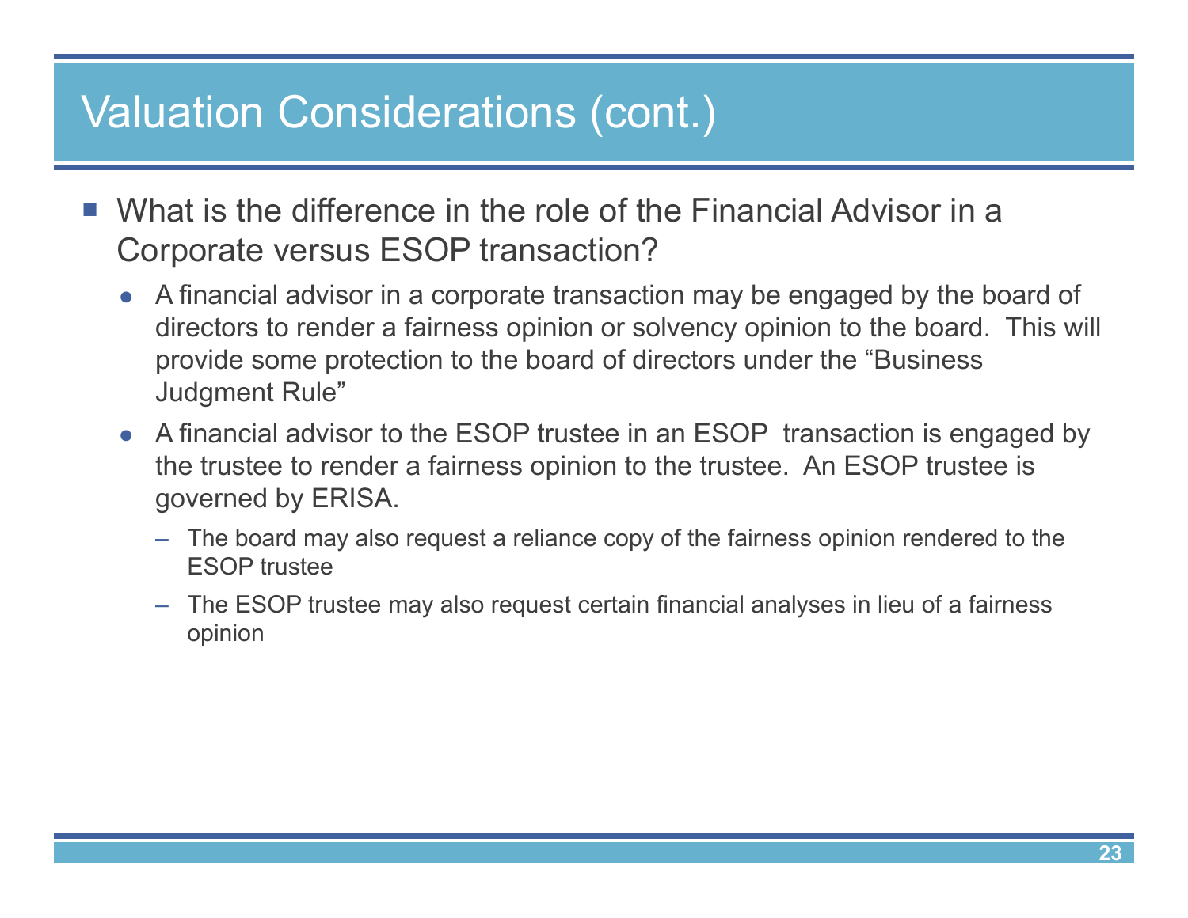# Valuation Considerations (cont.)

- What is the difference in the role of the Financial Advisor in a Corporate versus ESOP transaction?
  - A financial advisor in a corporate transaction may be engaged by the board of directors to render a fairness opinion or solvency opinion to the board. This will provide some protection to the board of directors under the "Business Judgment Rule"
  - A financial advisor to the ESOP trustee in an ESOP transaction is engaged by the trustee to render a fairness opinion to the trustee. An ESOP trustee is governed by ERISA.
    - The board may also request a reliance copy of the fairness opinion rendered to the ESOP trustee
    - The ESOP trustee may also request certain financial analyses in lieu of a fairness opinion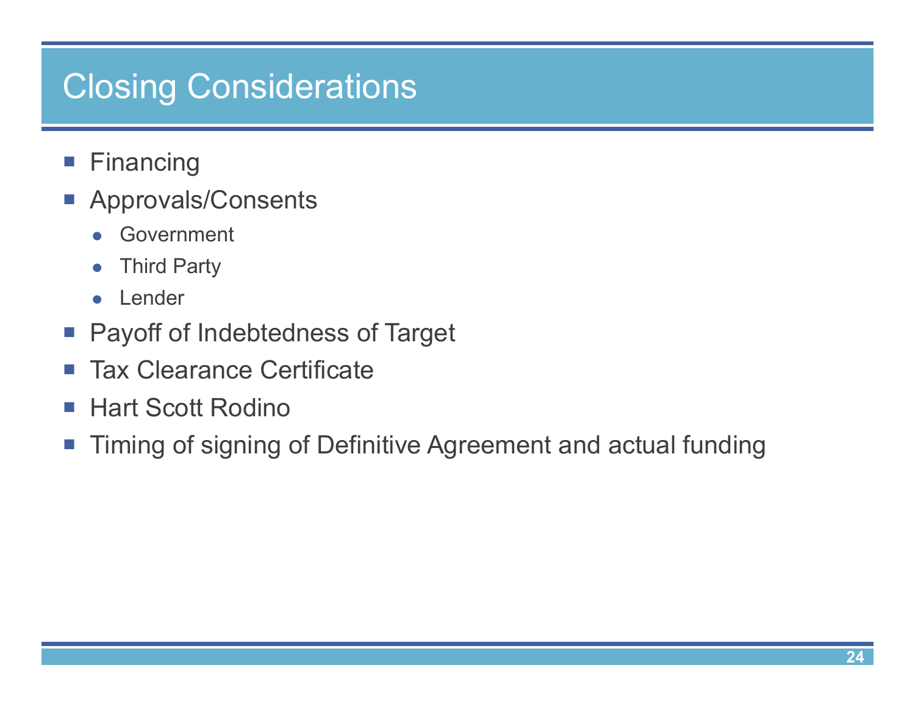# Closing Considerations

- Financing
- Approvals/Consents
  - Government
  - Third Party
  - Lender
- Payoff of Indebtedness of Target
- Tax Clearance Certificate
- Hart Scott Rodino
- Timing of signing of Definitive Agreement and actual funding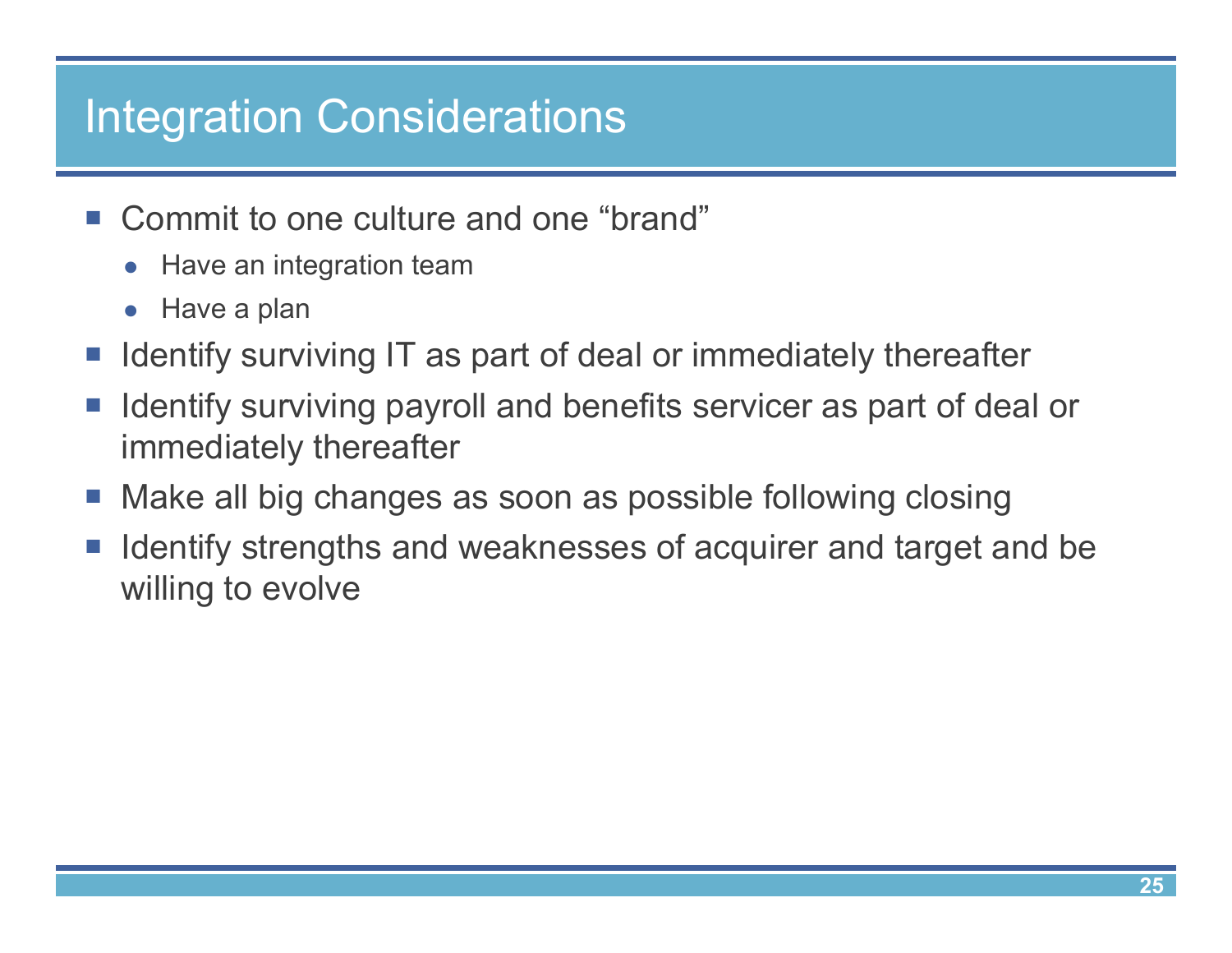# Integration Considerations

- Commit to one culture and one “brand”
  - Have an integration team
  - Have a plan
- Identify surviving IT as part of deal or immediately thereafter
- Identify surviving payroll and benefits servicer as part of deal or immediately thereafter
- Make all big changes as soon as possible following closing
- Identify strengths and weaknesses of acquirer and target and be willing to evolve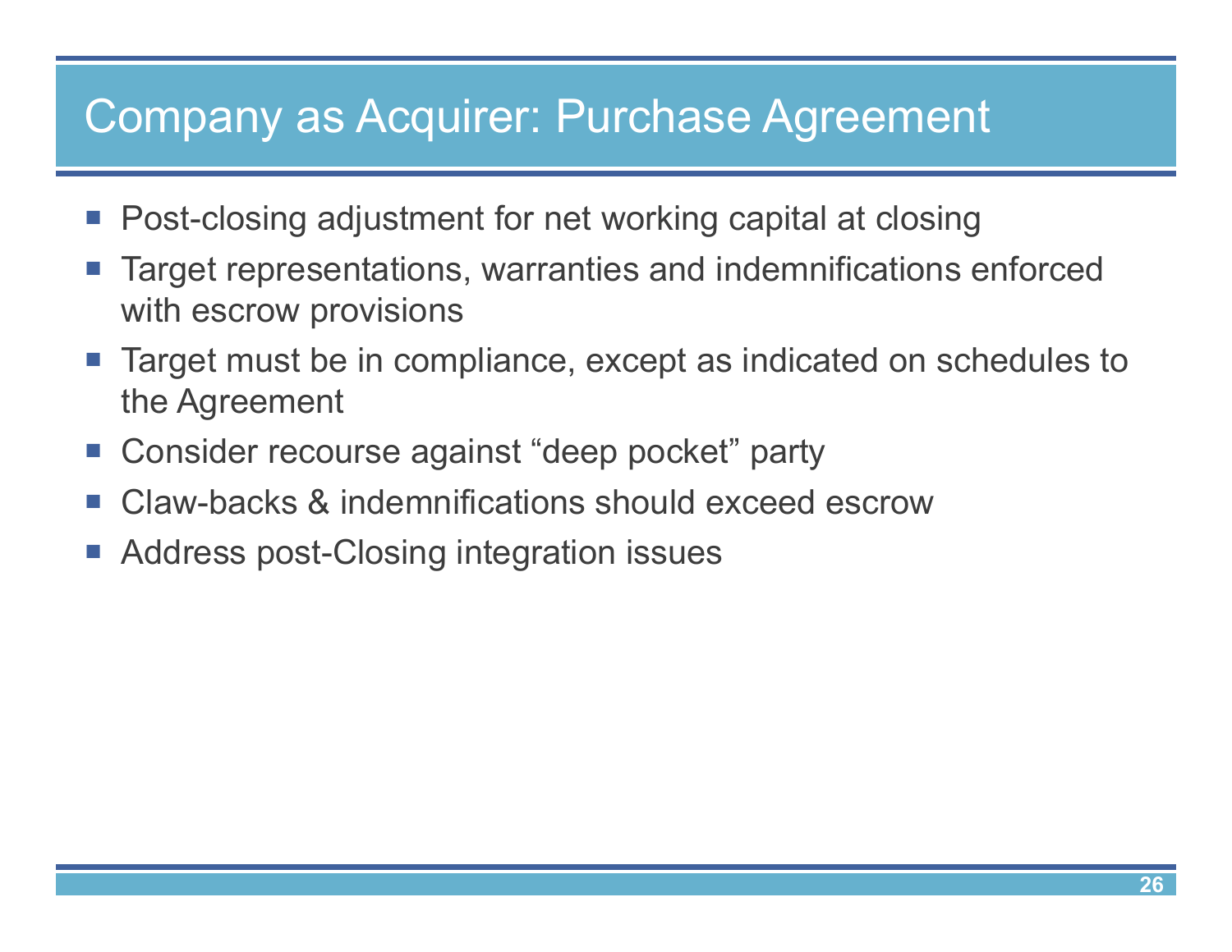# Company as Acquirer: Purchase Agreement

- Post-closing adjustment for net working capital at closing
- Target representations, warranties and indemnifications enforced with escrow provisions
- Target must be in compliance, except as indicated on schedules to the Agreement
- Consider recourse against “deep pocket” party
- Claw-backs & indemnifications should exceed escrow
- Address post-Closing integration issues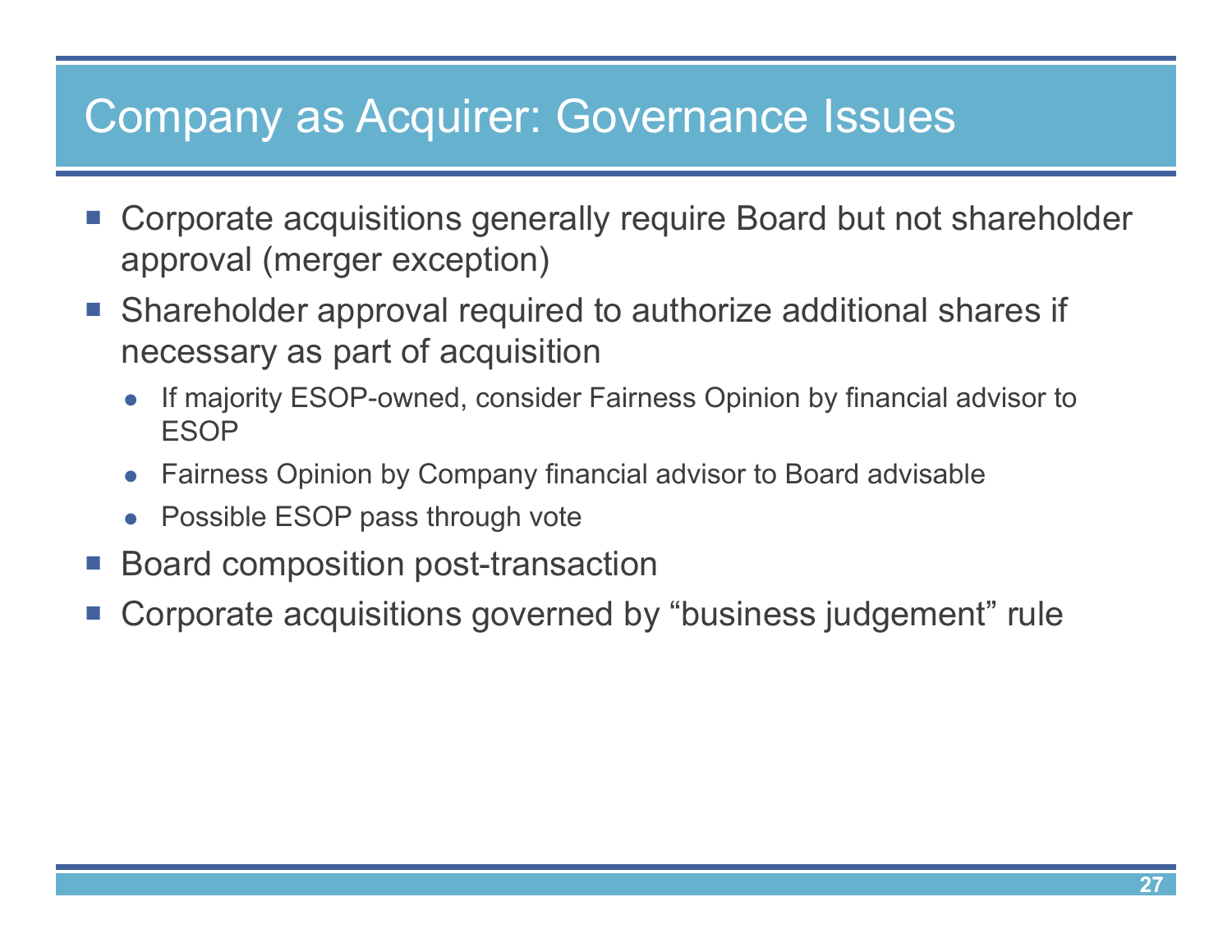# Company as Acquirer: Governance Issues

- Corporate acquisitions generally require Board but not shareholder approval (merger exception)
- Shareholder approval required to authorize additional shares if necessary as part of acquisition
  - If majority ESOP-owned, consider Fairness Opinion by financial advisor to ESOP
  - Fairness Opinion by Company financial advisor to Board advisable
  - Possible ESOP pass through vote
- Board composition post-transaction
- Corporate acquisitions governed by "business judgement" rule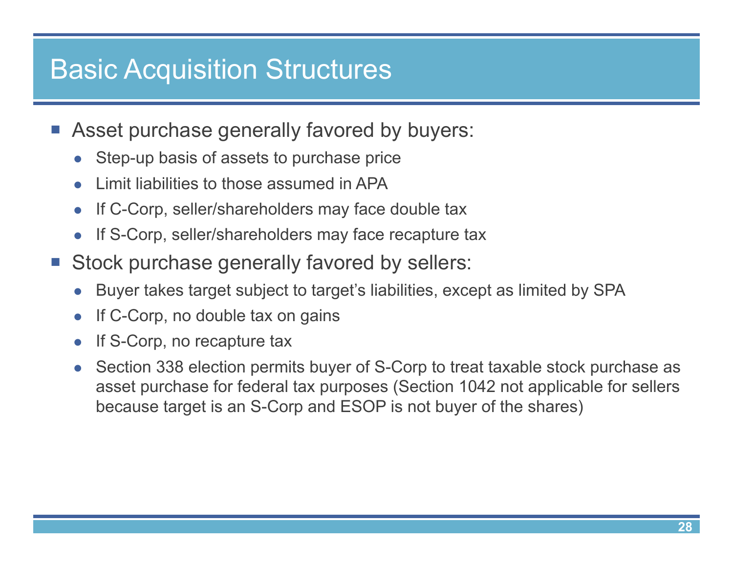# Basic Acquisition Structures

- Asset purchase generally favored by buyers:
  - Step-up basis of assets to purchase price
  - Limit liabilities to those assumed in APA
  - If C-Corp, seller/shareholders may face double tax
  - If S-Corp, seller/shareholders may face recapture tax
- Stock purchase generally favored by sellers:
  - Buyer takes target subject to target's liabilities, except as limited by SPA
  - If C-Corp, no double tax on gains
  - If S-Corp, no recapture tax
  - Section 338 election permits buyer of S-Corp to treat taxable stock purchase as asset purchase for federal tax purposes (Section 1042 not applicable for sellers because target is an S-Corp and ESOP is not buyer of the shares)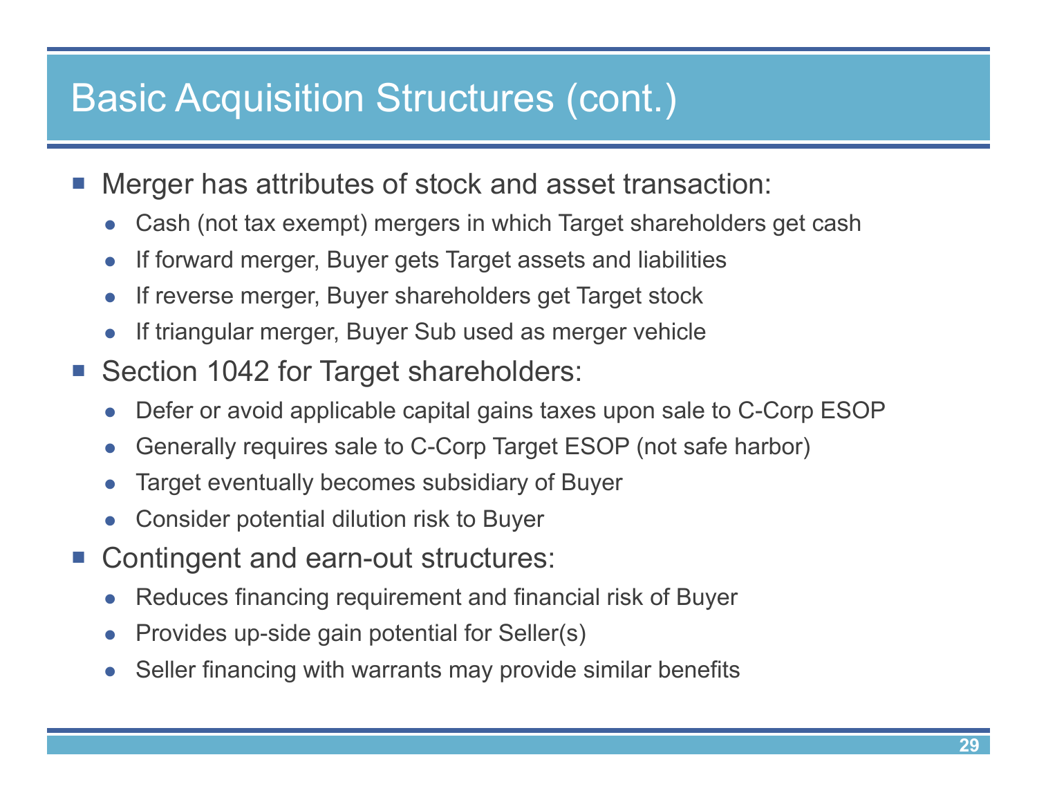# Basic Acquisition Structures (cont.)

- Merger has attributes of stock and asset transaction:
  - Cash (not tax exempt) mergers in which Target shareholders get cash
  - If forward merger, Buyer gets Target assets and liabilities
  - If reverse merger, Buyer shareholders get Target stock
  - If triangular merger, Buyer Sub used as merger vehicle
- Section 1042 for Target shareholders:
  - Defer or avoid applicable capital gains taxes upon sale to C-Corp ESOP
  - Generally requires sale to C-Corp Target ESOP (not safe harbor)
  - Target eventually becomes subsidiary of Buyer
  - Consider potential dilution risk to Buyer
- Contingent and earn-out structures:
  - Reduces financing requirement and financial risk of Buyer
  - Provides up-side gain potential for Seller(s)
  - Seller financing with warrants may provide similar benefits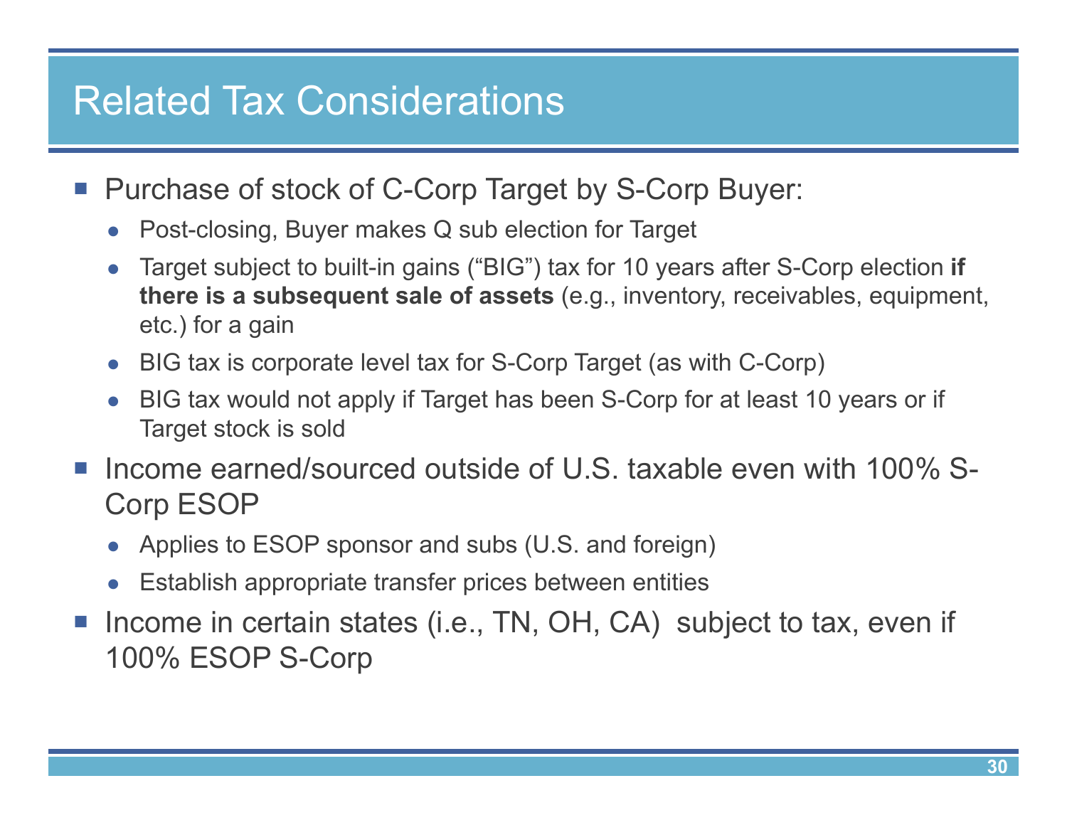# Related Tax Considerations

- Purchase of stock of C-Corp Target by S-Corp Buyer:
  - Post-closing, Buyer makes Q sub election for Target
  - Target subject to built-in gains ("BIG") tax for 10 years after S-Corp election **if there is a subsequent sale of assets** (e.g., inventory, receivables, equipment, etc.) for a gain
  - BIG tax is corporate level tax for S-Corp Target (as with C-Corp)
  - BIG tax would not apply if Target has been S-Corp for at least 10 years or if Target stock is sold
- Income earned/sourced outside of U.S. taxable even with 100% S-Corp ESOP
  - Applies to ESOP sponsor and subs (U.S. and foreign)
  - Establish appropriate transfer prices between entities
- Income in certain states (i.e., TN, OH, CA) subject to tax, even if 100% ESOP S-Corp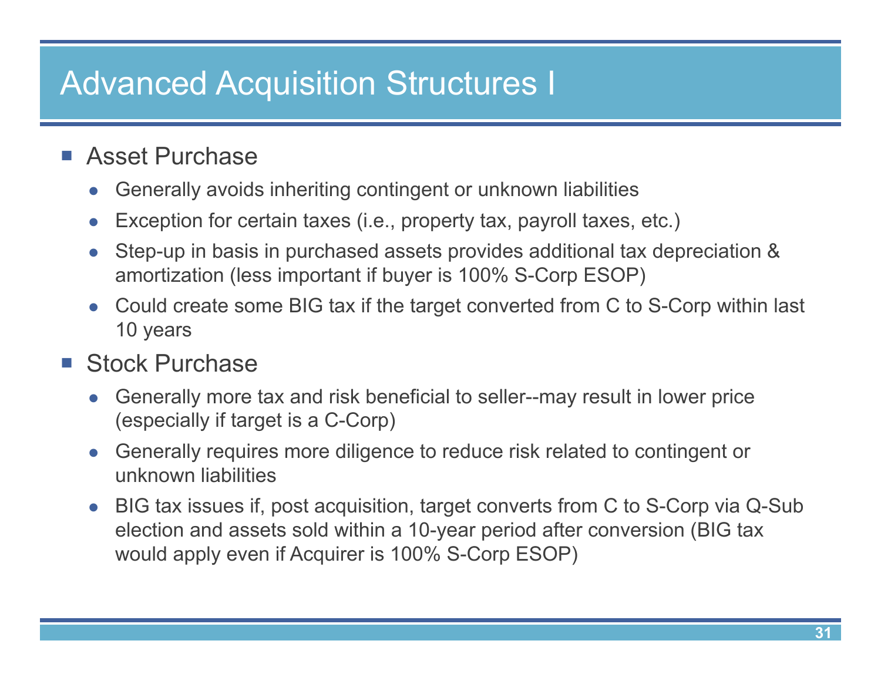# Advanced Acquisition Structures I

- Asset Purchase
  - Generally avoids inheriting contingent or unknown liabilities
  - Exception for certain taxes (i.e., property tax, payroll taxes, etc.)
  - Step-up in basis in purchased assets provides additional tax depreciation & amortization (less important if buyer is 100% S-Corp ESOP)
  - Could create some BIG tax if the target converted from C to S-Corp within last 10 years
- Stock Purchase
  - Generally more tax and risk beneficial to seller--may result in lower price (especially if target is a C-Corp)
  - Generally requires more diligence to reduce risk related to contingent or unknown liabilities
  - BIG tax issues if, post acquisition, target converts from C to S-Corp via Q-Sub election and assets sold within a 10-year period after conversion (BIG tax would apply even if Acquirer is 100% S-Corp ESOP)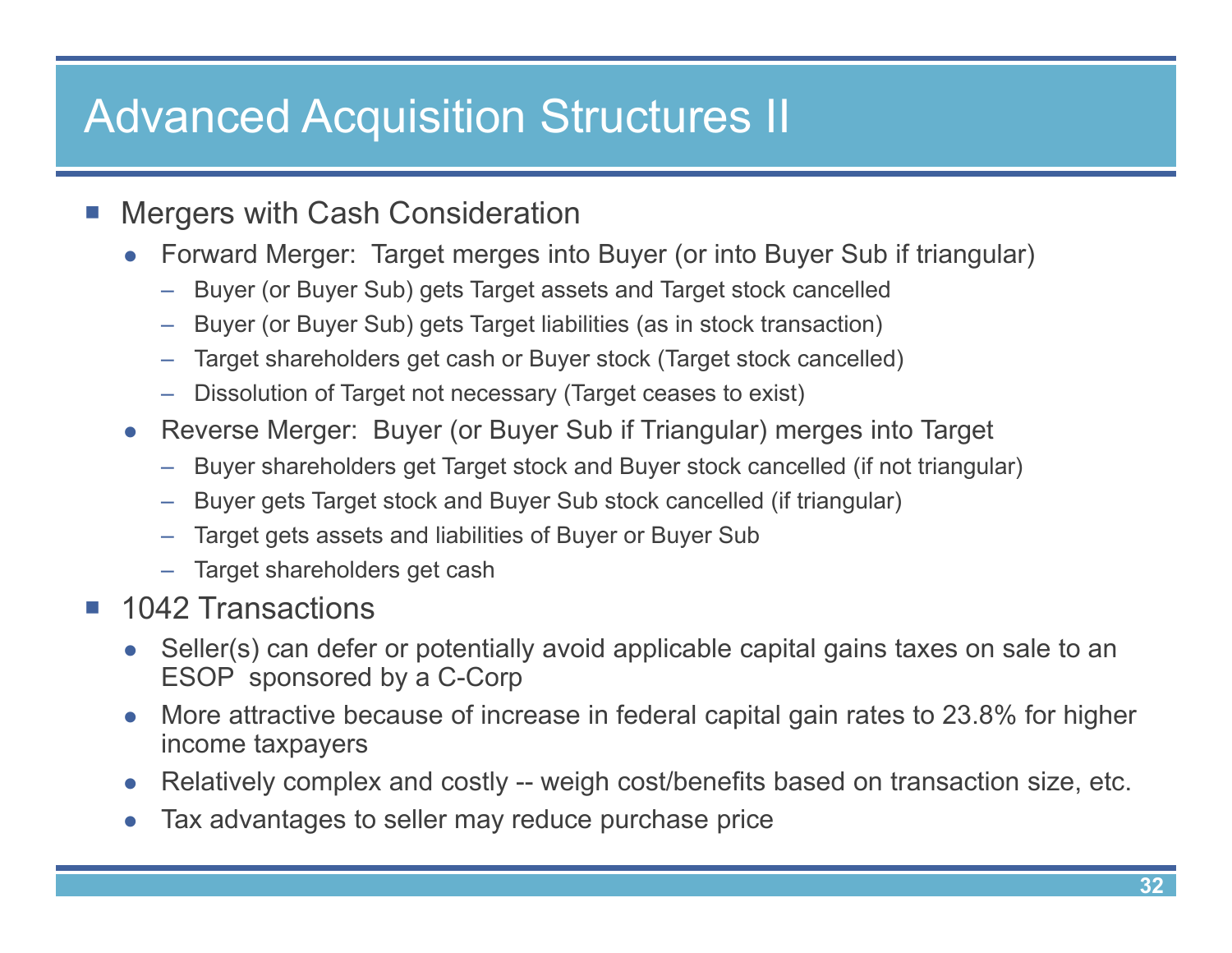# Advanced Acquisition Structures II

- Mergers with Cash Consideration
  - Forward Merger: Target merges into Buyer (or into Buyer Sub if triangular)
    - Buyer (or Buyer Sub) gets Target assets and Target stock cancelled
    - Buyer (or Buyer Sub) gets Target liabilities (as in stock transaction)
    - Target shareholders get cash or Buyer stock (Target stock cancelled)
    - Dissolution of Target not necessary (Target ceases to exist)
  - Reverse Merger: Buyer (or Buyer Sub if Triangular) merges into Target
    - Buyer shareholders get Target stock and Buyer stock cancelled (if not triangular)
    - Buyer gets Target stock and Buyer Sub stock cancelled (if triangular)
    - Target gets assets and liabilities of Buyer or Buyer Sub
    - Target shareholders get cash
- 1042 Transactions
  - Seller(s) can defer or potentially avoid applicable capital gains taxes on sale to an ESOP sponsored by a C-Corp
  - More attractive because of increase in federal capital gain rates to 23.8% for higher income taxpayers
  - Relatively complex and costly -- weigh cost/benefits based on transaction size, etc.
  - Tax advantages to seller may reduce purchase price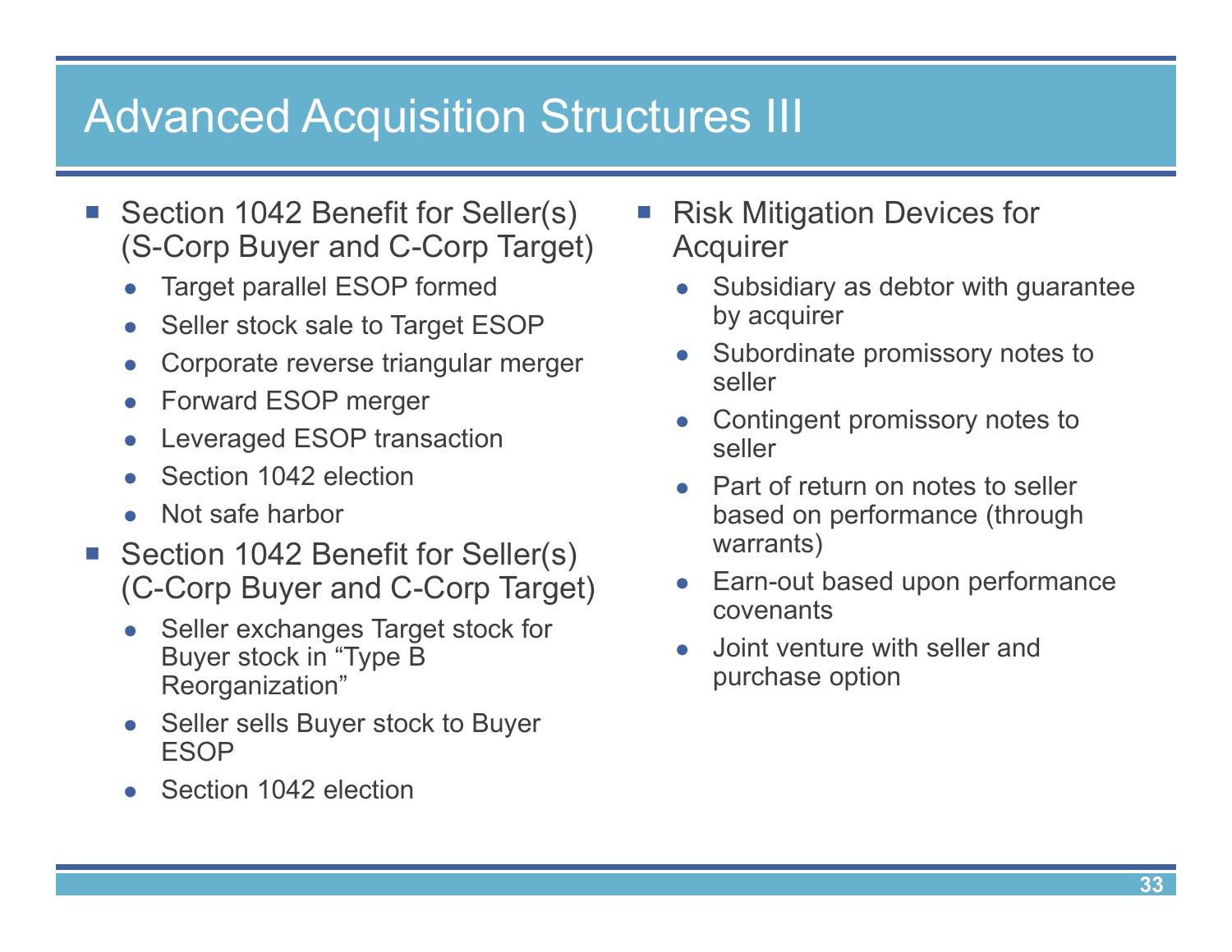# Advanced Acquisition Structures III

- Section 1042 Benefit for Seller(s) (S-Corp Buyer and C-Corp Target)
  - Target parallel ESOP formed
  - Seller stock sale to Target ESOP
  - Corporate reverse triangular merger
  - Forward ESOP merger
  - Leveraged ESOP transaction
  - Section 1042 election
  - Not safe harbor
- Section 1042 Benefit for Seller(s) (C-Corp Buyer and C-Corp Target)
  - Seller exchanges Target stock for Buyer stock in "Type B Reorganization"
  - Seller sells Buyer stock to Buyer ESOP
  - Section 1042 election
- Risk Mitigation Devices for Acquirer
  - Subsidiary as debtor with guarantee by acquirer
  - Subordinate promissory notes to seller
  - Contingent promissory notes to seller
  - Part of return on notes to seller based on performance (through warrants)
  - Earn-out based upon performance covenants
  - Joint venture with seller and purchase option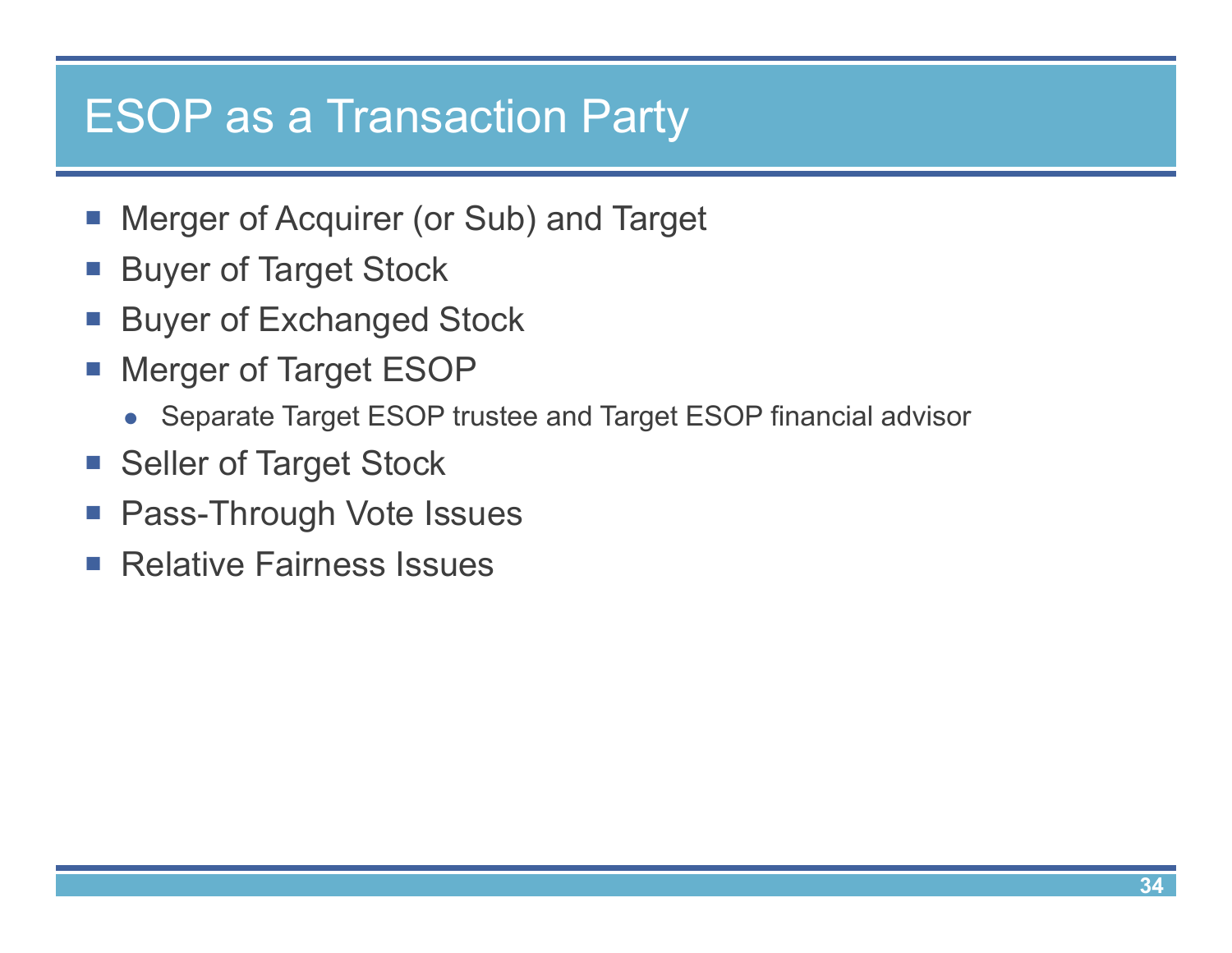# ESOP as a Transaction Party

- Merger of Acquirer (or Sub) and Target
- Buyer of Target Stock
- Buyer of Exchanged Stock
- Merger of Target ESOP
  - Separate Target ESOP trustee and Target ESOP financial advisor
- Seller of Target Stock
- Pass-Through Vote Issues
- Relative Fairness Issues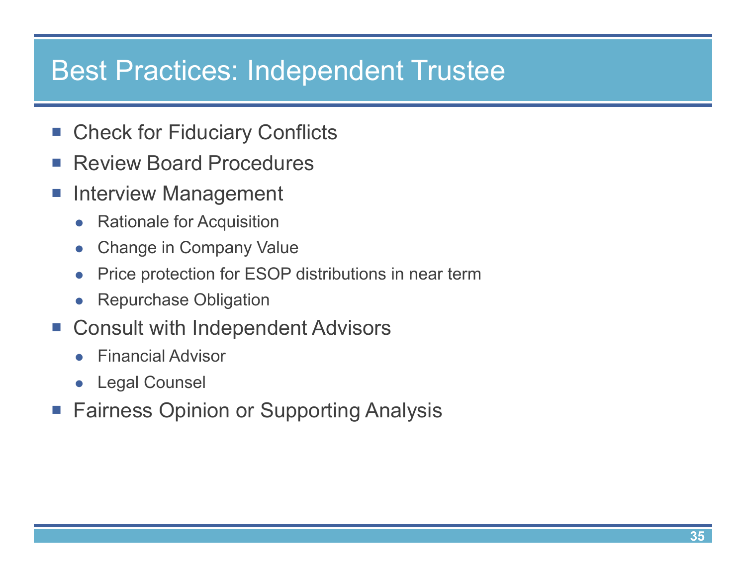# Best Practices: Independent Trustee

- Check for Fiduciary Conflicts
- Review Board Procedures
- Interview Management
  - Rationale for Acquisition
  - Change in Company Value
  - Price protection for ESOP distributions in near term
  - Repurchase Obligation
- Consult with Independent Advisors
  - Financial Advisor
  - Legal Counsel
- Fairness Opinion or Supporting Analysis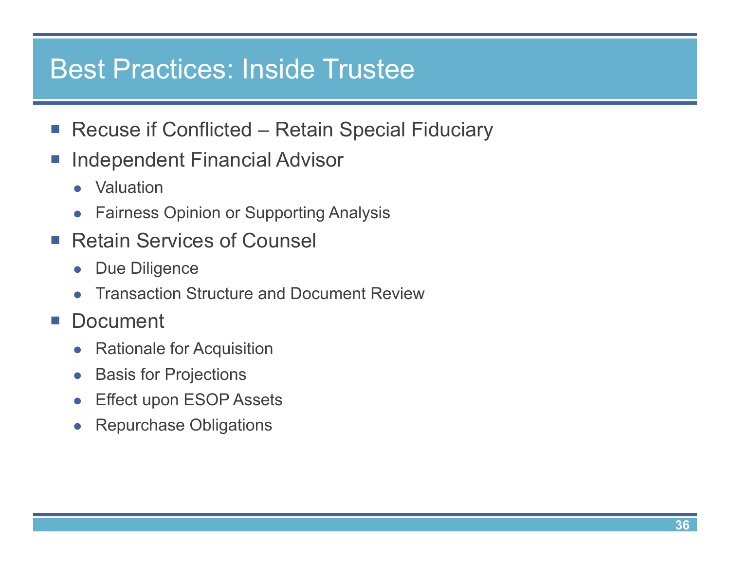# Best Practices: Inside Trustee

- Recuse if Conflicted – Retain Special Fiduciary
- Independent Financial Advisor
  - Valuation
  - Fairness Opinion or Supporting Analysis
- Retain Services of Counsel
  - Due Diligence
  - Transaction Structure and Document Review
- Document
  - Rationale for Acquisition
  - Basis for Projections
  - Effect upon ESOP Assets
  - Repurchase Obligations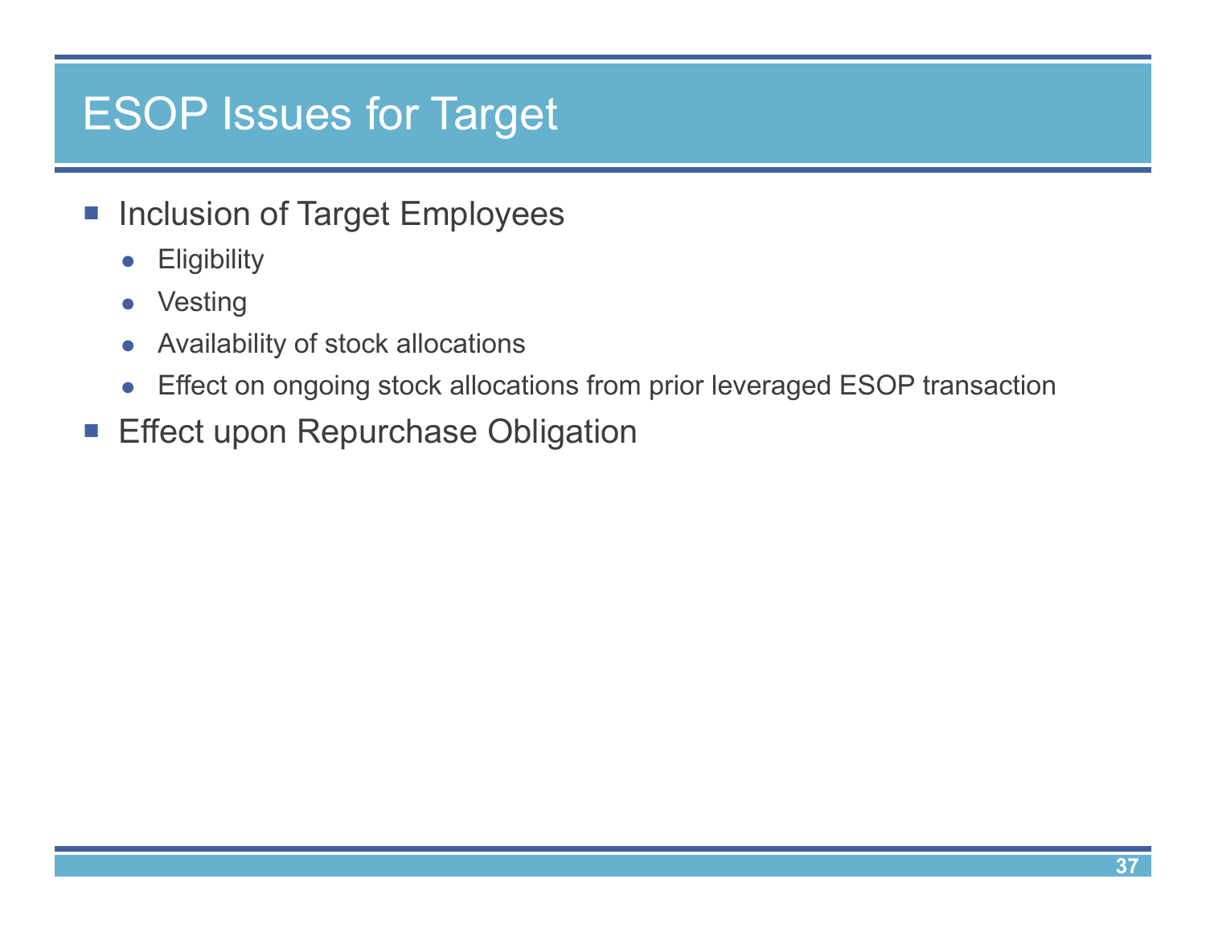# ESOP Issues for Target

- Inclusion of Target Employees
  - Eligibility
  - Vesting
  - Availability of stock allocations
  - Effect on ongoing stock allocations from prior leveraged ESOP transaction
- Effect upon Repurchase Obligation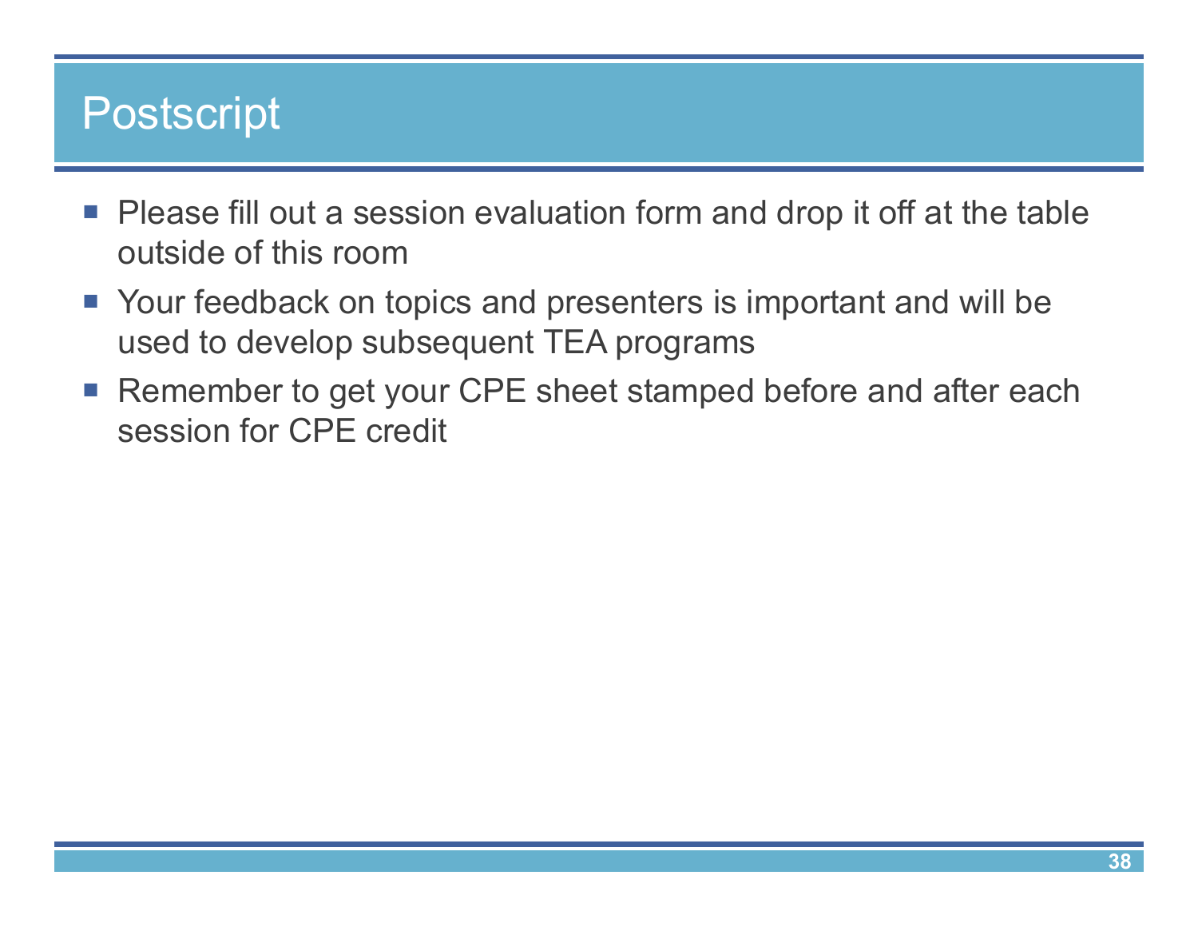# Postscript

- Please fill out a session evaluation form and drop it off at the table outside of this room
- Your feedback on topics and presenters is important and will be used to develop subsequent TEA programs
- Remember to get your CPE sheet stamped before and after each session for CPE credit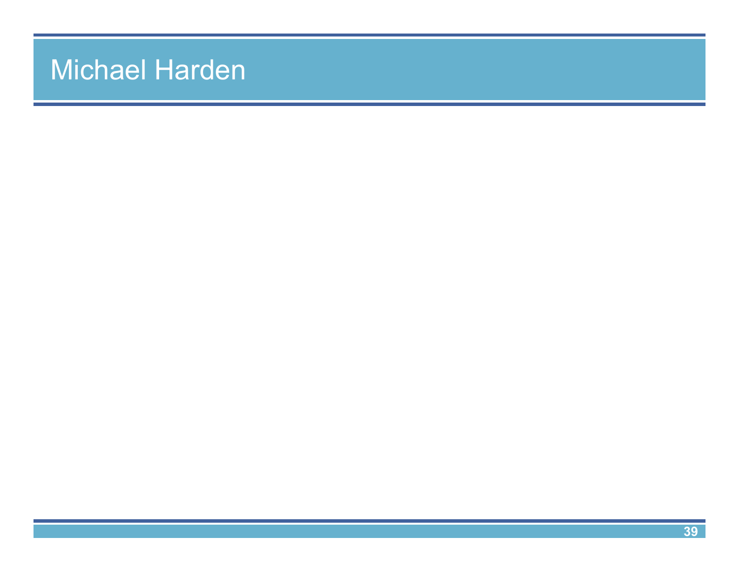# Michael Harden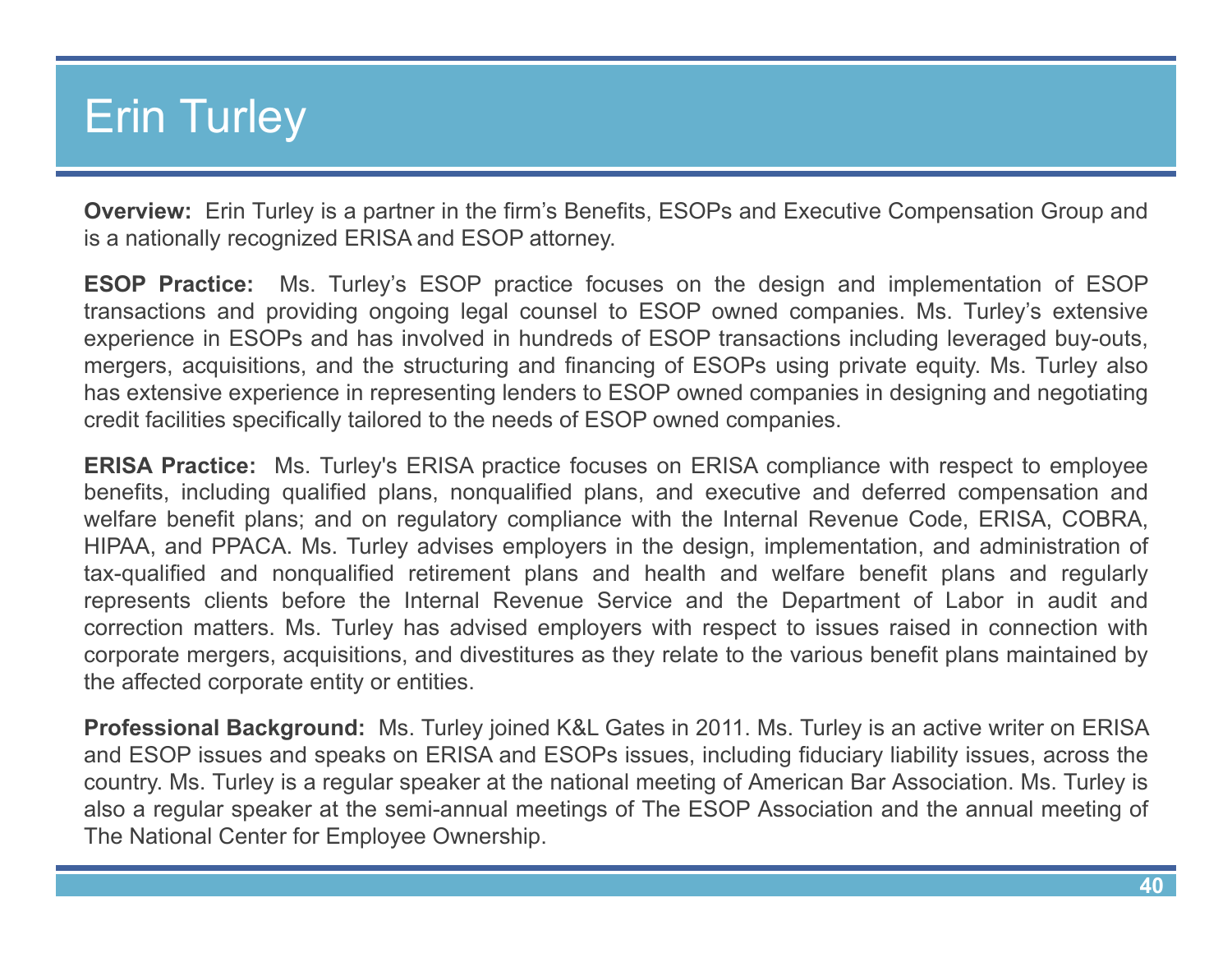# Erin Turley

**Overview:** Erin Turley is a partner in the firm's Benefits, ESOPs and Executive Compensation Group and is a nationally recognized ERISA and ESOP attorney.

**ESOP Practice:** Ms. Turley's ESOP practice focuses on the design and implementation of ESOP transactions and providing ongoing legal counsel to ESOP owned companies. Ms. Turley's extensive experience in ESOPs and has involved in hundreds of ESOP transactions including leveraged buy-outs, mergers, acquisitions, and the structuring and financing of ESOPs using private equity. Ms. Turley also has extensive experience in representing lenders to ESOP owned companies in designing and negotiating credit facilities specifically tailored to the needs of ESOP owned companies.

**ERISA Practice:** Ms. Turley's ERISA practice focuses on ERISA compliance with respect to employee benefits, including qualified plans, nonqualified plans, and executive and deferred compensation and welfare benefit plans; and on regulatory compliance with the Internal Revenue Code, ERISA, COBRA, HIPAA, and PPACA. Ms. Turley advises employers in the design, implementation, and administration of tax-qualified and nonqualified retirement plans and health and welfare benefit plans and regularly represents clients before the Internal Revenue Service and the Department of Labor in audit and correction matters. Ms. Turley has advised employers with respect to issues raised in connection with corporate mergers, acquisitions, and divestitures as they relate to the various benefit plans maintained by the affected corporate entity or entities.

**Professional Background:** Ms. Turley joined K&L Gates in 2011. Ms. Turley is an active writer on ERISA and ESOP issues and speaks on ERISA and ESOPs issues, including fiduciary liability issues, across the country. Ms. Turley is a regular speaker at the national meeting of American Bar Association. Ms. Turley is also a regular speaker at the semi-annual meetings of The ESOP Association and the annual meeting of The National Center for Employee Ownership.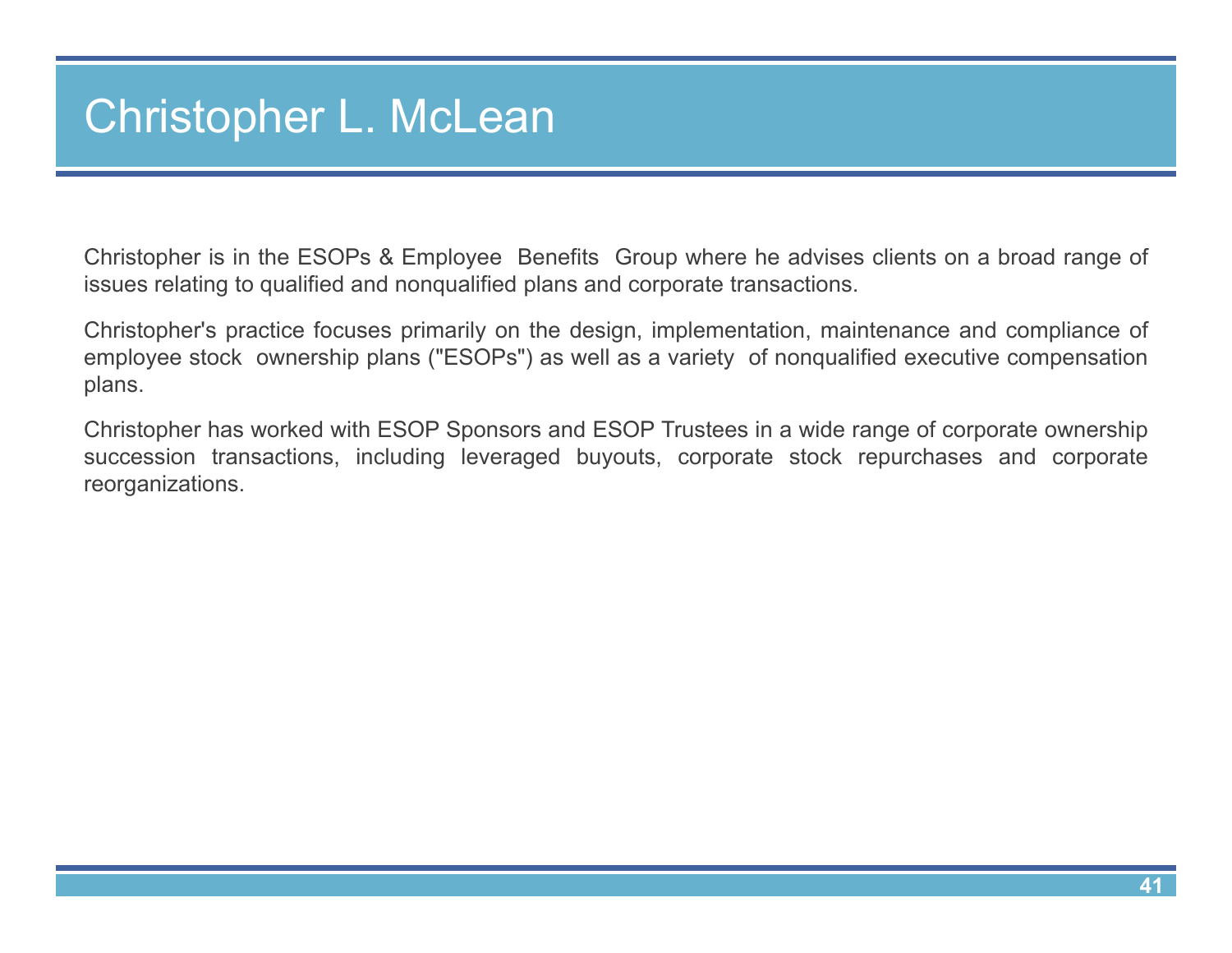# Christopher L. McLean

Christopher is in the ESOPs & Employee Benefits Group where he advises clients on a broad range of issues relating to qualified and nonqualified plans and corporate transactions.

Christopher's practice focuses primarily on the design, implementation, maintenance and compliance of employee stock ownership plans ("ESOPs") as well as a variety of nonqualified executive compensation plans.

Christopher has worked with ESOP Sponsors and ESOP Trustees in a wide range of corporate ownership succession transactions, including leveraged buyouts, corporate stock repurchases and corporate reorganizations.